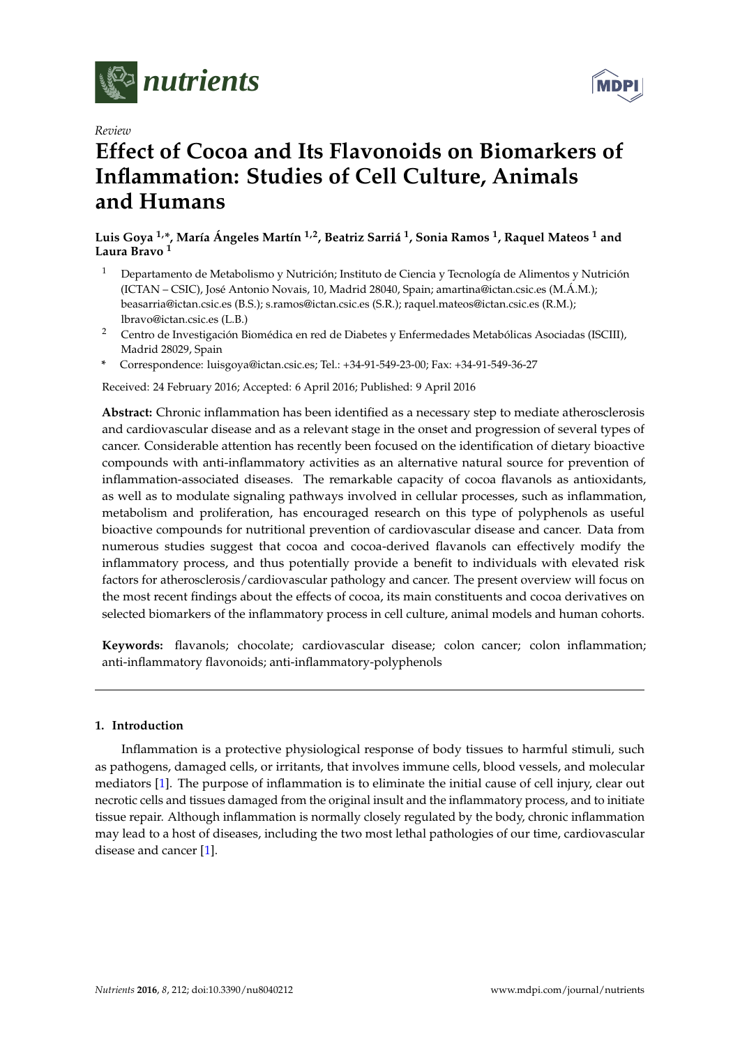*Review*

# Effect of Cocoa and Its Flavonoids on Biomarkers of Inflammation: Studies of Cell Culture, Animals and Humans

**Luis Goya [1,*], María Ángeles Martín [1,2], Beatriz Sarriá [1], Sonia Ramos [1], Raquel Mateos [1] and Laura Bravo [1]**

[1] Departamento de Metabolismo y Nutrición; Instituto de Ciencia y Tecnología de Alimentos y Nutrición (ICTAN – CSIC), José Antonio Novais, 10, Madrid 28040, Spain; amartina@ictan.csic.es (M.Á.M.); beasarria@ictan.csic.es (B.S.); s.ramos@ictan.csic.es (S.R.); raquel.mateos@ictan.csic.es (R.M.); lbravo@ictan.csic.es (L.B.)

[2] Centro de Investigación Biomédica en red de Diabetes y Enfermedades Metabólicas Asociadas (ISCIII), Madrid 28029, Spain

[*] Correspondence: luisgoya@ictan.csic.es; Tel.: +34-91-549-23-00; Fax: +34-91-549-36-27

Received: 24 February 2016; Accepted: 6 April 2016; Published: 9 April 2016

**Abstract:** Chronic inflammation has been identified as a necessary step to mediate atherosclerosis and cardiovascular disease and as a relevant stage in the onset and progression of several types of cancer. Considerable attention has recently been focused on the identification of dietary bioactive compounds with anti-inflammatory activities as an alternative natural source for prevention of inflammation-associated diseases. The remarkable capacity of cocoa flavanols as antioxidants, as well as to modulate signaling pathways involved in cellular processes, such as inflammation, metabolism and proliferation, has encouraged research on this type of polyphenols as useful bioactive compounds for nutritional prevention of cardiovascular disease and cancer. Data from numerous studies suggest that cocoa and cocoa-derived flavanols can effectively modify the inflammatory process, and thus potentially provide a benefit to individuals with elevated risk factors for atherosclerosis/cardiovascular pathology and cancer. The present overview will focus on the most recent findings about the effects of cocoa, its main constituents and cocoa derivatives on selected biomarkers of the inflammatory process in cell culture, animal models and human cohorts.

**Keywords:** flavanols; chocolate; cardiovascular disease; colon cancer; colon inflammation; anti-inflammatory flavonoids; anti-inflammatory-polyphenols

## 1. Introduction

Inflammation is a protective physiological response of body tissues to harmful stimuli, such as pathogens, damaged cells, or irritants, that involves immune cells, blood vessels, and molecular mediators [1]. The purpose of inflammation is to eliminate the initial cause of cell injury, clear out necrotic cells and tissues damaged from the original insult and the inflammatory process, and to initiate tissue repair. Although inflammation is normally closely regulated by the body, chronic inflammation may lead to a host of diseases, including the two most lethal pathologies of our time, cardiovascular disease and cancer [1].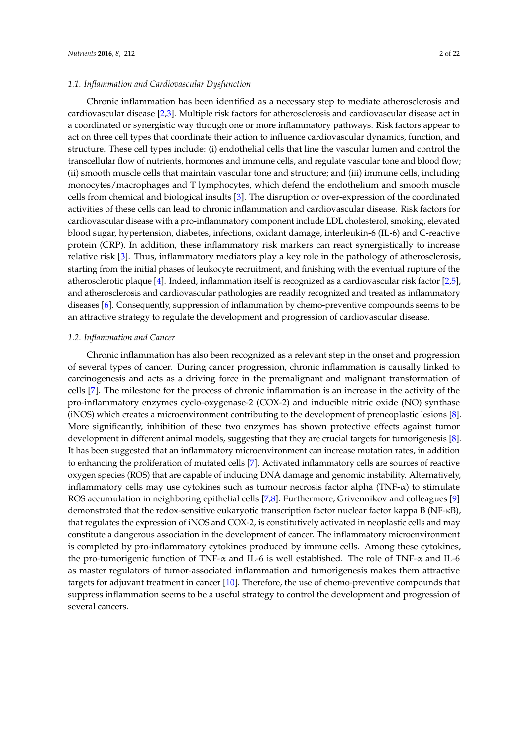### *1.1. Inflammation and Cardiovascular Dysfunction*

Chronic inflammation has been identified as a necessary step to mediate atherosclerosis and cardiovascular disease [2,3]. Multiple risk factors for atherosclerosis and cardiovascular disease act in a coordinated or synergistic way through one or more inflammatory pathways. Risk factors appear to act on three cell types that coordinate their action to influence cardiovascular dynamics, function, and structure. These cell types include: (i) endothelial cells that line the vascular lumen and control the transcellular flow of nutrients, hormones and immune cells, and regulate vascular tone and blood flow; (ii) smooth muscle cells that maintain vascular tone and structure; and (iii) immune cells, including monocytes/macrophages and T lymphocytes, which defend the endothelium and smooth muscle cells from chemical and biological insults [3]. The disruption or over-expression of the coordinated activities of these cells can lead to chronic inflammation and cardiovascular disease. Risk factors for cardiovascular disease with a pro-inflammatory component include LDL cholesterol, smoking, elevated blood sugar, hypertension, diabetes, infections, oxidant damage, interleukin-6 (IL-6) and C-reactive protein (CRP). In addition, these inflammatory risk markers can react synergistically to increase relative risk [3]. Thus, inflammatory mediators play a key role in the pathology of atherosclerosis, starting from the initial phases of leukocyte recruitment, and finishing with the eventual rupture of the atherosclerotic plaque [4]. Indeed, inflammation itself is recognized as a cardiovascular risk factor [2,5], and atherosclerosis and cardiovascular pathologies are readily recognized and treated as inflammatory diseases [6]. Consequently, suppression of inflammation by chemo-preventive compounds seems to be an attractive strategy to regulate the development and progression of cardiovascular disease.

### *1.2. Inflammation and Cancer*

Chronic inflammation has also been recognized as a relevant step in the onset and progression of several types of cancer. During cancer progression, chronic inflammation is causally linked to carcinogenesis and acts as a driving force in the premalignant and malignant transformation of cells [7]. The milestone for the process of chronic inflammation is an increase in the activity of the pro-inflammatory enzymes cyclo-oxygenase-2 (COX-2) and inducible nitric oxide (NO) synthase (iNOS) which creates a microenvironment contributing to the development of preneoplastic lesions [8]. More significantly, inhibition of these two enzymes has shown protective effects against tumor development in different animal models, suggesting that they are crucial targets for tumorigenesis [8]. It has been suggested that an inflammatory microenvironment can increase mutation rates, in addition to enhancing the proliferation of mutated cells [7]. Activated inflammatory cells are sources of reactive oxygen species (ROS) that are capable of inducing DNA damage and genomic instability. Alternatively, inflammatory cells may use cytokines such as tumour necrosis factor alpha (TNF-$\alpha$) to stimulate ROS accumulation in neighboring epithelial cells [7,8]. Furthermore, Grivennikov and colleagues [9] demonstrated that the redox-sensitive eukaryotic transcription factor nuclear factor kappa B (NF-$\kappa$B), that regulates the expression of iNOS and COX-2, is constitutively activated in neoplastic cells and may constitute a dangerous association in the development of cancer. The inflammatory microenvironment is completed by pro-inflammatory cytokines produced by immune cells. Among these cytokines, the pro-tumorigenic function of TNF-$\alpha$ and IL-6 is well established. The role of TNF-$\alpha$ and IL-6 as master regulators of tumor-associated inflammation and tumorigenesis makes them attractive targets for adjuvant treatment in cancer [10]. Therefore, the use of chemo-preventive compounds that suppress inflammation seems to be a useful strategy to control the development and progression of several cancers.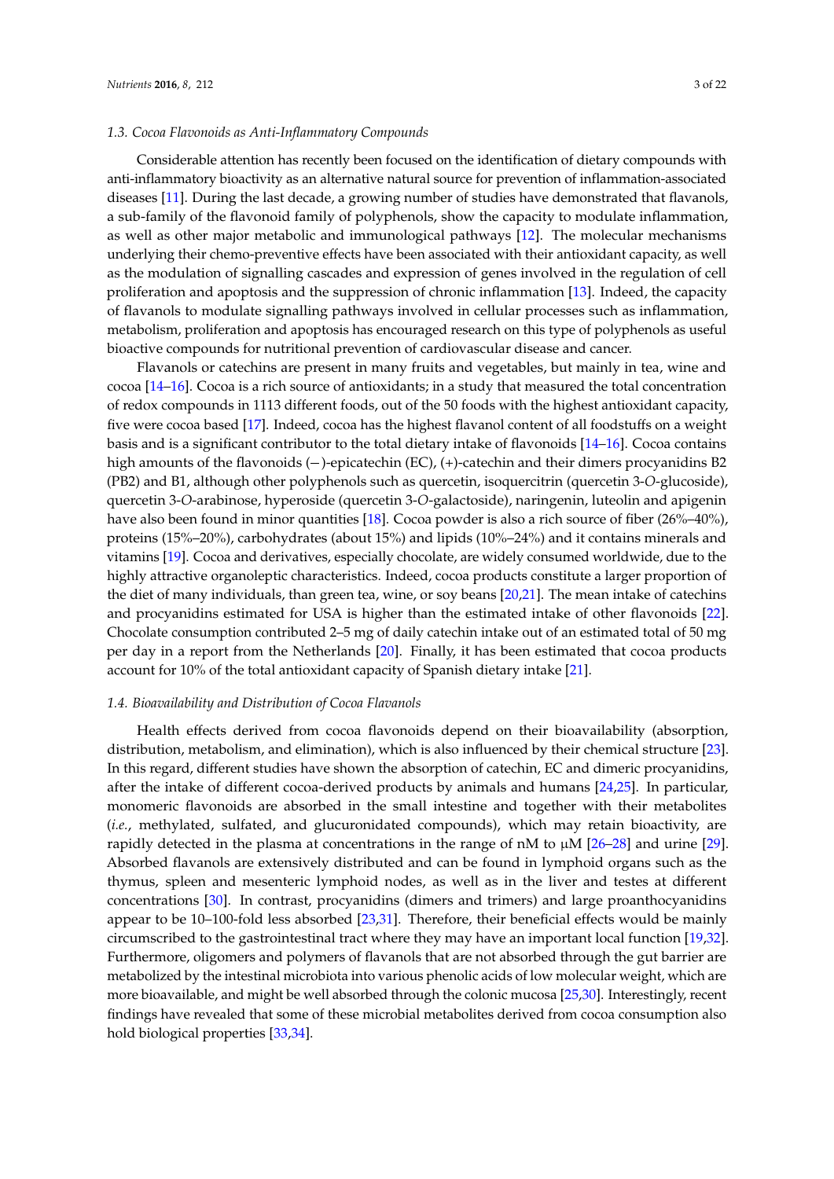### 1.3. Cocoa Flavonoids as Anti-Inflammatory Compounds

Considerable attention has recently been focused on the identification of dietary compounds with anti-inflammatory bioactivity as an alternative natural source for prevention of inflammation-associated diseases [11]. During the last decade, a growing number of studies have demonstrated that flavanols, a sub-family of the flavonoid family of polyphenols, show the capacity to modulate inflammation, as well as other major metabolic and immunological pathways [12]. The molecular mechanisms underlying their chemo-preventive effects have been associated with their antioxidant capacity, as well as the modulation of signalling cascades and expression of genes involved in the regulation of cell proliferation and apoptosis and the suppression of chronic inflammation [13]. Indeed, the capacity of flavanols to modulate signalling pathways involved in cellular processes such as inflammation, metabolism, proliferation and apoptosis has encouraged research on this type of polyphenols as useful bioactive compounds for nutritional prevention of cardiovascular disease and cancer.

Flavanols or catechins are present in many fruits and vegetables, but mainly in tea, wine and cocoa [14–16]. Cocoa is a rich source of antioxidants; in a study that measured the total concentration of redox compounds in 1113 different foods, out of the 50 foods with the highest antioxidant capacity, five were cocoa based [17]. Indeed, cocoa has the highest flavanol content of all foodstuffs on a weight basis and is a significant contributor to the total dietary intake of flavonoids [14–16]. Cocoa contains high amounts of the flavonoids (−)-epicatechin (EC), (+)-catechin and their dimers procyanidins B2 (PB2) and B1, although other polyphenols such as quercetin, isoquercitrin (quercetin 3-*O*-glucoside), quercetin 3-*O*-arabinose, hyperoside (quercetin 3-*O*-galactoside), naringenin, luteolin and apigenin have also been found in minor quantities [18]. Cocoa powder is also a rich source of fiber (26%–40%), proteins (15%–20%), carbohydrates (about 15%) and lipids (10%–24%) and it contains minerals and vitamins [19]. Cocoa and derivatives, especially chocolate, are widely consumed worldwide, due to the highly attractive organoleptic characteristics. Indeed, cocoa products constitute a larger proportion of the diet of many individuals, than green tea, wine, or soy beans [20,21]. The mean intake of catechins and procyanidins estimated for USA is higher than the estimated intake of other flavonoids [22]. Chocolate consumption contributed 2–5 mg of daily catechin intake out of an estimated total of 50 mg per day in a report from the Netherlands [20]. Finally, it has been estimated that cocoa products account for 10% of the total antioxidant capacity of Spanish dietary intake [21].

### 1.4. Bioavailability and Distribution of Cocoa Flavanols

Health effects derived from cocoa flavonoids depend on their bioavailability (absorption, distribution, metabolism, and elimination), which is also influenced by their chemical structure [23]. In this regard, different studies have shown the absorption of catechin, EC and dimeric procyanidins, after the intake of different cocoa-derived products by animals and humans [24,25]. In particular, monomeric flavonoids are absorbed in the small intestine and together with their metabolites (*i.e.*, methylated, sulfated, and glucuronidated compounds), which may retain bioactivity, are rapidly detected in the plasma at concentrations in the range of nM to μM [26–28] and urine [29]. Absorbed flavanols are extensively distributed and can be found in lymphoid organs such as the thymus, spleen and mesenteric lymphoid nodes, as well as in the liver and testes at different concentrations [30]. In contrast, procyanidins (dimers and trimers) and large proanthocyanidins appear to be 10–100-fold less absorbed [23,31]. Therefore, their beneficial effects would be mainly circumscribed to the gastrointestinal tract where they may have an important local function [19,32]. Furthermore, oligomers and polymers of flavanols that are not absorbed through the gut barrier are metabolized by the intestinal microbiota into various phenolic acids of low molecular weight, which are more bioavailable, and might be well absorbed through the colonic mucosa [25,30]. Interestingly, recent findings have revealed that some of these microbial metabolites derived from cocoa consumption also hold biological properties [33,34].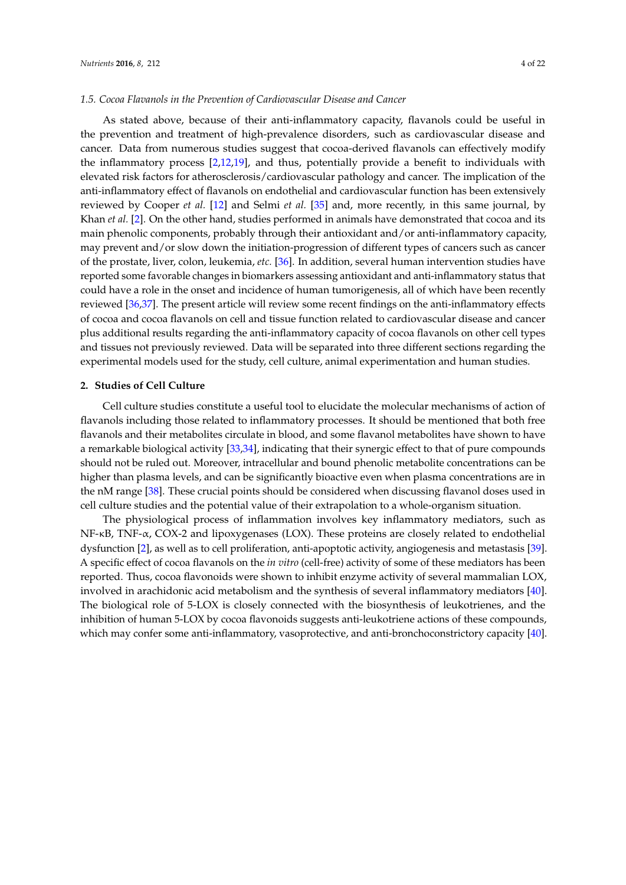### 1.5. Cocoa Flavanols in the Prevention of Cardiovascular Disease and Cancer

As stated above, because of their anti-inflammatory capacity, flavanols could be useful in the prevention and treatment of high-prevalence disorders, such as cardiovascular disease and cancer. Data from numerous studies suggest that cocoa-derived flavanols can effectively modify the inflammatory process [2,12,19], and thus, potentially provide a benefit to individuals with elevated risk factors for atherosclerosis/cardiovascular pathology and cancer. The implication of the anti-inflammatory effect of flavanols on endothelial and cardiovascular function has been extensively reviewed by Cooper *et al.* [12] and Selmi *et al.* [35] and, more recently, in this same journal, by Khan *et al.* [2]. On the other hand, studies performed in animals have demonstrated that cocoa and its main phenolic components, probably through their antioxidant and/or anti-inflammatory capacity, may prevent and/or slow down the initiation-progression of different types of cancers such as cancer of the prostate, liver, colon, leukemia, *etc.* [36]. In addition, several human intervention studies have reported some favorable changes in biomarkers assessing antioxidant and anti-inflammatory status that could have a role in the onset and incidence of human tumorigenesis, all of which have been recently reviewed [36,37]. The present article will review some recent findings on the anti-inflammatory effects of cocoa and cocoa flavanols on cell and tissue function related to cardiovascular disease and cancer plus additional results regarding the anti-inflammatory capacity of cocoa flavanols on other cell types and tissues not previously reviewed. Data will be separated into three different sections regarding the experimental models used for the study, cell culture, animal experimentation and human studies.

## 2. Studies of Cell Culture

Cell culture studies constitute a useful tool to elucidate the molecular mechanisms of action of flavanols including those related to inflammatory processes. It should be mentioned that both free flavanols and their metabolites circulate in blood, and some flavanol metabolites have shown to have a remarkable biological activity [33,34], indicating that their synergic effect to that of pure compounds should not be ruled out. Moreover, intracellular and bound phenolic metabolite concentrations can be higher than plasma levels, and can be significantly bioactive even when plasma concentrations are in the nM range [38]. These crucial points should be considered when discussing flavanol doses used in cell culture studies and the potential value of their extrapolation to a whole-organism situation.

The physiological process of inflammation involves key inflammatory mediators, such as NF-κB, TNF-α, COX-2 and lipoxygenases (LOX). These proteins are closely related to endothelial dysfunction [2], as well as to cell proliferation, anti-apoptotic activity, angiogenesis and metastasis [39]. A specific effect of cocoa flavanols on the *in vitro* (cell-free) activity of some of these mediators has been reported. Thus, cocoa flavonoids were shown to inhibit enzyme activity of several mammalian LOX, involved in arachidonic acid metabolism and the synthesis of several inflammatory mediators [40]. The biological role of 5-LOX is closely connected with the biosynthesis of leukotrienes, and the inhibition of human 5-LOX by cocoa flavonoids suggests anti-leukotriene actions of these compounds, which may confer some anti-inflammatory, vasoprotective, and anti-bronchoconstrictory capacity [40].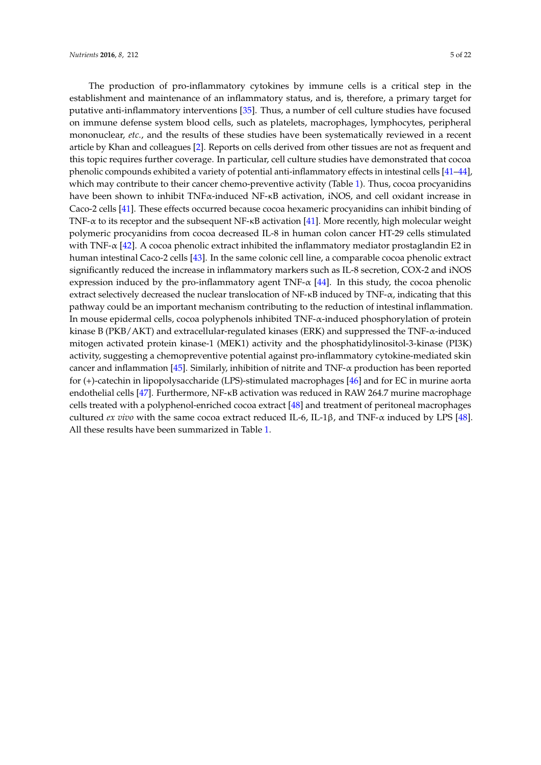The production of pro-inflammatory cytokines by immune cells is a critical step in the establishment and maintenance of an inflammatory status, and is, therefore, a primary target for putative anti-inflammatory interventions [35]. Thus, a number of cell culture studies have focused on immune defense system blood cells, such as platelets, macrophages, lymphocytes, peripheral mononuclear, *etc.*, and the results of these studies have been systematically reviewed in a recent article by Khan and colleagues [2]. Reports on cells derived from other tissues are not as frequent and this topic requires further coverage. In particular, cell culture studies have demonstrated that cocoa phenolic compounds exhibited a variety of potential anti-inflammatory effects in intestinal cells [41–44], which may contribute to their cancer chemo-preventive activity (Table 1). Thus, cocoa procyanidins have been shown to inhibit TNFα-induced NF-κB activation, iNOS, and cell oxidant increase in Caco-2 cells [41]. These effects occurred because cocoa hexameric procyanidins can inhibit binding of TNF-α to its receptor and the subsequent NF-κB activation [41]. More recently, high molecular weight polymeric procyanidins from cocoa decreased IL-8 in human colon cancer HT-29 cells stimulated with TNF-α [42]. A cocoa phenolic extract inhibited the inflammatory mediator prostaglandin E2 in human intestinal Caco-2 cells [43]. In the same colonic cell line, a comparable cocoa phenolic extract significantly reduced the increase in inflammatory markers such as IL-8 secretion, COX-2 and iNOS expression induced by the pro-inflammatory agent TNF-α [44]. In this study, the cocoa phenolic extract selectively decreased the nuclear translocation of NF-κB induced by TNF-α, indicating that this pathway could be an important mechanism contributing to the reduction of intestinal inflammation. In mouse epidermal cells, cocoa polyphenols inhibited TNF-α-induced phosphorylation of protein kinase B (PKB/AKT) and extracellular-regulated kinases (ERK) and suppressed the TNF-α-induced mitogen activated protein kinase-1 (MEK1) activity and the phosphatidylinositol-3-kinase (PI3K) activity, suggesting a chemopreventive potential against pro-inflammatory cytokine-mediated skin cancer and inflammation [45]. Similarly, inhibition of nitrite and TNF-α production has been reported for (+)-catechin in lipopolysaccharide (LPS)-stimulated macrophages [46] and for EC in murine aorta endothelial cells [47]. Furthermore, NF-κB activation was reduced in RAW 264.7 murine macrophage cells treated with a polyphenol-enriched cocoa extract [48] and treatment of peritoneal macrophages cultured *ex vivo* with the same cocoa extract reduced IL-6, IL-1β, and TNF-α induced by LPS [48]. All these results have been summarized in Table 1.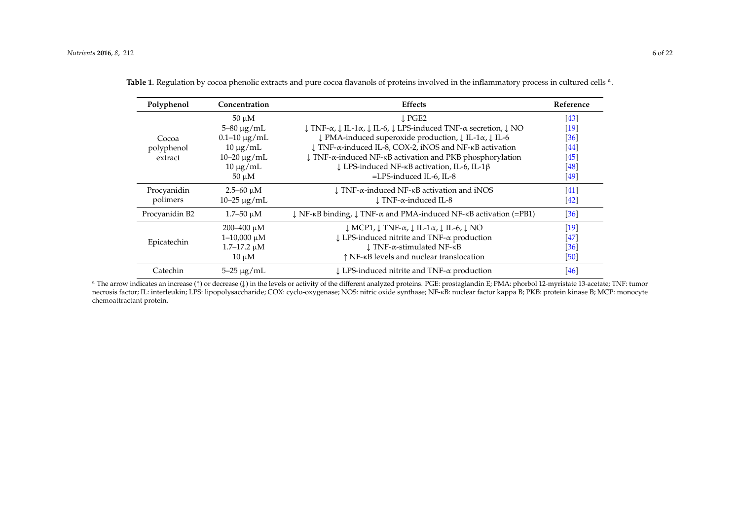**Table 1.** Regulation by cocoa phenolic extracts and pure cocoa flavanols of proteins involved in the inflammatory process in cultured cells [a].

| Polyphenol | Concentration | Effects | Reference |
| --- | --- | --- | --- |
| Cocoa polyphenol extract | 50 μM | ↓ PGE2 | [43] |
| | 5–80 μg/mL | ↓ TNF-α, ↓ IL-1α, ↓ IL-6, ↓ LPS-induced TNF-α secretion, ↓ NO | [19] |
| | 0.1–10 μg/mL | ↓ PMA-induced superoxide production, ↓ IL-1α, ↓ IL-6 | [36] |
| | 10 μg/mL | ↓ TNF-α-induced IL-8, COX-2, iNOS and NF-κB activation | [44] |
| | 10–20 μg/mL | ↓ TNF-α-induced NF-κB activation and PKB phosphorylation | [45] |
| | 10 μg/mL | ↓ LPS-induced NF-κB activation, IL-6, IL-1β | [48] |
| | 50 μM | =LPS-induced IL-6, IL-8 | [49] |
| Procyanidin polimers | 2.5–60 μM | ↓ TNF-α-induced NF-κB activation and iNOS | [41] |
| | 10–25 μg/mL | ↓ TNF-α-induced IL-8 | [42] |
| Procyanidin B2 | 1.7–50 μM | ↓ NF-κB binding, ↓ TNF-α and PMA-induced NF-κB activation (=PB1) | [36] |
| Epicatechin | 200–400 μM | ↓ MCP1, ↓ TNF-α, ↓ IL-1α, ↓ IL-6, ↓ NO | [19] |
| | 1–10,000 μM | ↓ LPS-induced nitrite and TNF-α production | [47] |
| | 1.7–17.2 μM | ↓ TNF-α-stimulated NF-κB | [36] |
| | 10 μM | ↑ NF-κB levels and nuclear translocation | [50] |
| Catechin | 5–25 μg/mL | ↓ LPS-induced nitrite and TNF-α production | [46] |

[a] The arrow indicates an increase (↑) or decrease (↓) in the levels or activity of the different analyzed proteins. PGE: prostaglandin E; PMA: phorbol 12-myristate 13-acetate; TNF: tumor necrosis factor; IL: interleukin; LPS: lipopolysaccharide; COX: cyclo-oxygenase; NOS: nitric oxide synthase; NF-κB: nuclear factor kappa B; PKB: protein kinase B; MCP: monocyte chemoattractant protein.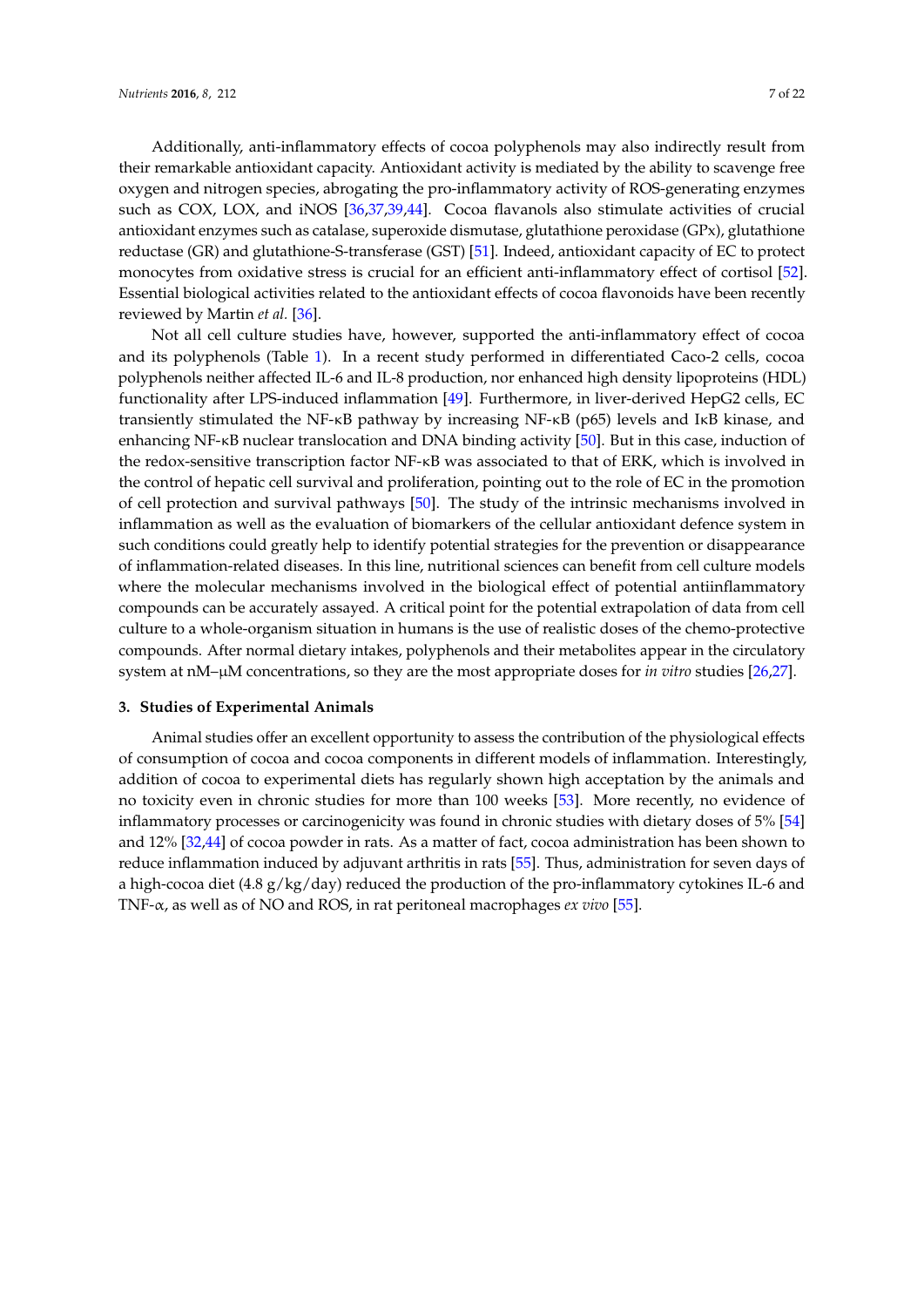Additionally, anti-inflammatory effects of cocoa polyphenols may also indirectly result from their remarkable antioxidant capacity. Antioxidant activity is mediated by the ability to scavenge free oxygen and nitrogen species, abrogating the pro-inflammatory activity of ROS-generating enzymes such as COX, LOX, and iNOS [36,37,39,44]. Cocoa flavanols also stimulate activities of crucial antioxidant enzymes such as catalase, superoxide dismutase, glutathione peroxidase (GPx), glutathione reductase (GR) and glutathione-S-transferase (GST) [51]. Indeed, antioxidant capacity of EC to protect monocytes from oxidative stress is crucial for an efficient anti-inflammatory effect of cortisol [52]. Essential biological activities related to the antioxidant effects of cocoa flavonoids have been recently reviewed by Martin *et al.* [36].

Not all cell culture studies have, however, supported the anti-inflammatory effect of cocoa and its polyphenols (Table 1). In a recent study performed in differentiated Caco-2 cells, cocoa polyphenols neither affected IL-6 and IL-8 production, nor enhanced high density lipoproteins (HDL) functionality after LPS-induced inflammation [49]. Furthermore, in liver-derived HepG2 cells, EC transiently stimulated the NF-κB pathway by increasing NF-κB (p65) levels and IκB kinase, and enhancing NF-κB nuclear translocation and DNA binding activity [50]. But in this case, induction of the redox-sensitive transcription factor NF-κB was associated to that of ERK, which is involved in the control of hepatic cell survival and proliferation, pointing out to the role of EC in the promotion of cell protection and survival pathways [50]. The study of the intrinsic mechanisms involved in inflammation as well as the evaluation of biomarkers of the cellular antioxidant defence system in such conditions could greatly help to identify potential strategies for the prevention or disappearance of inflammation-related diseases. In this line, nutritional sciences can benefit from cell culture models where the molecular mechanisms involved in the biological effect of potential antiinflammatory compounds can be accurately assayed. A critical point for the potential extrapolation of data from cell culture to a whole-organism situation in humans is the use of realistic doses of the chemo-protective compounds. After normal dietary intakes, polyphenols and their metabolites appear in the circulatory system at nM–μM concentrations, so they are the most appropriate doses for *in vitro* studies [26,27].

## 3. Studies of Experimental Animals

Animal studies offer an excellent opportunity to assess the contribution of the physiological effects of consumption of cocoa and cocoa components in different models of inflammation. Interestingly, addition of cocoa to experimental diets has regularly shown high acceptation by the animals and no toxicity even in chronic studies for more than 100 weeks [53]. More recently, no evidence of inflammatory processes or carcinogenicity was found in chronic studies with dietary doses of 5% [54] and 12% [32,44] of cocoa powder in rats. As a matter of fact, cocoa administration has been shown to reduce inflammation induced by adjuvant arthritis in rats [55]. Thus, administration for seven days of a high-cocoa diet (4.8 g/kg/day) reduced the production of the pro-inflammatory cytokines IL-6 and TNF-α, as well as of NO and ROS, in rat peritoneal macrophages *ex vivo* [55].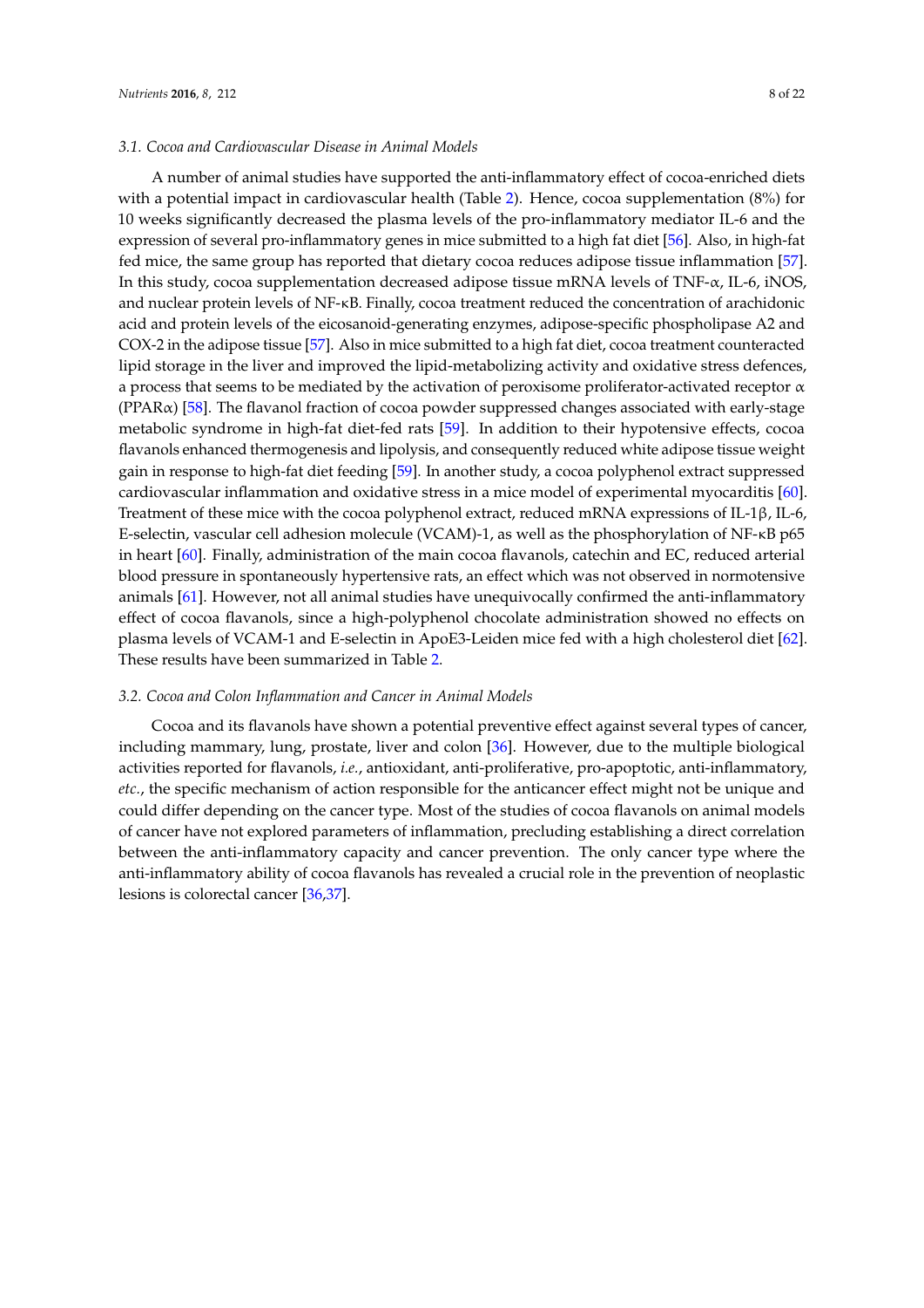### 3.1. Cocoa and Cardiovascular Disease in Animal Models

A number of animal studies have supported the anti-inflammatory effect of cocoa-enriched diets with a potential impact in cardiovascular health (Table 2). Hence, cocoa supplementation (8%) for 10 weeks significantly decreased the plasma levels of the pro-inflammatory mediator IL-6 and the expression of several pro-inflammatory genes in mice submitted to a high fat diet [56]. Also, in high-fat fed mice, the same group has reported that dietary cocoa reduces adipose tissue inflammation [57]. In this study, cocoa supplementation decreased adipose tissue mRNA levels of TNF-α, IL-6, iNOS, and nuclear protein levels of NF-κB. Finally, cocoa treatment reduced the concentration of arachidonic acid and protein levels of the eicosanoid-generating enzymes, adipose-specific phospholipase A2 and COX-2 in the adipose tissue [57]. Also in mice submitted to a high fat diet, cocoa treatment counteracted lipid storage in the liver and improved the lipid-metabolizing activity and oxidative stress defences, a process that seems to be mediated by the activation of peroxisome proliferator-activated receptor α (PPARα) [58]. The flavanol fraction of cocoa powder suppressed changes associated with early-stage metabolic syndrome in high-fat diet-fed rats [59]. In addition to their hypotensive effects, cocoa flavanols enhanced thermogenesis and lipolysis, and consequently reduced white adipose tissue weight gain in response to high-fat diet feeding [59]. In another study, a cocoa polyphenol extract suppressed cardiovascular inflammation and oxidative stress in a mice model of experimental myocarditis [60]. Treatment of these mice with the cocoa polyphenol extract, reduced mRNA expressions of IL-1β, IL-6, E-selectin, vascular cell adhesion molecule (VCAM)-1, as well as the phosphorylation of NF-κB p65 in heart [60]. Finally, administration of the main cocoa flavanols, catechin and EC, reduced arterial blood pressure in spontaneously hypertensive rats, an effect which was not observed in normotensive animals [61]. However, not all animal studies have unequivocally confirmed the anti-inflammatory effect of cocoa flavanols, since a high-polyphenol chocolate administration showed no effects on plasma levels of VCAM-1 and E-selectin in ApoE3-Leiden mice fed with a high cholesterol diet [62]. These results have been summarized in Table 2.

### 3.2. Cocoa and Colon Inflammation and Cancer in Animal Models

Cocoa and its flavanols have shown a potential preventive effect against several types of cancer, including mammary, lung, prostate, liver and colon [36]. However, due to the multiple biological activities reported for flavanols, *i.e.*, antioxidant, anti-proliferative, pro-apoptotic, anti-inflammatory, *etc.*, the specific mechanism of action responsible for the anticancer effect might not be unique and could differ depending on the cancer type. Most of the studies of cocoa flavanols on animal models of cancer have not explored parameters of inflammation, precluding establishing a direct correlation between the anti-inflammatory capacity and cancer prevention. The only cancer type where the anti-inflammatory ability of cocoa flavanols has revealed a crucial role in the prevention of neoplastic lesions is colorectal cancer [36,37].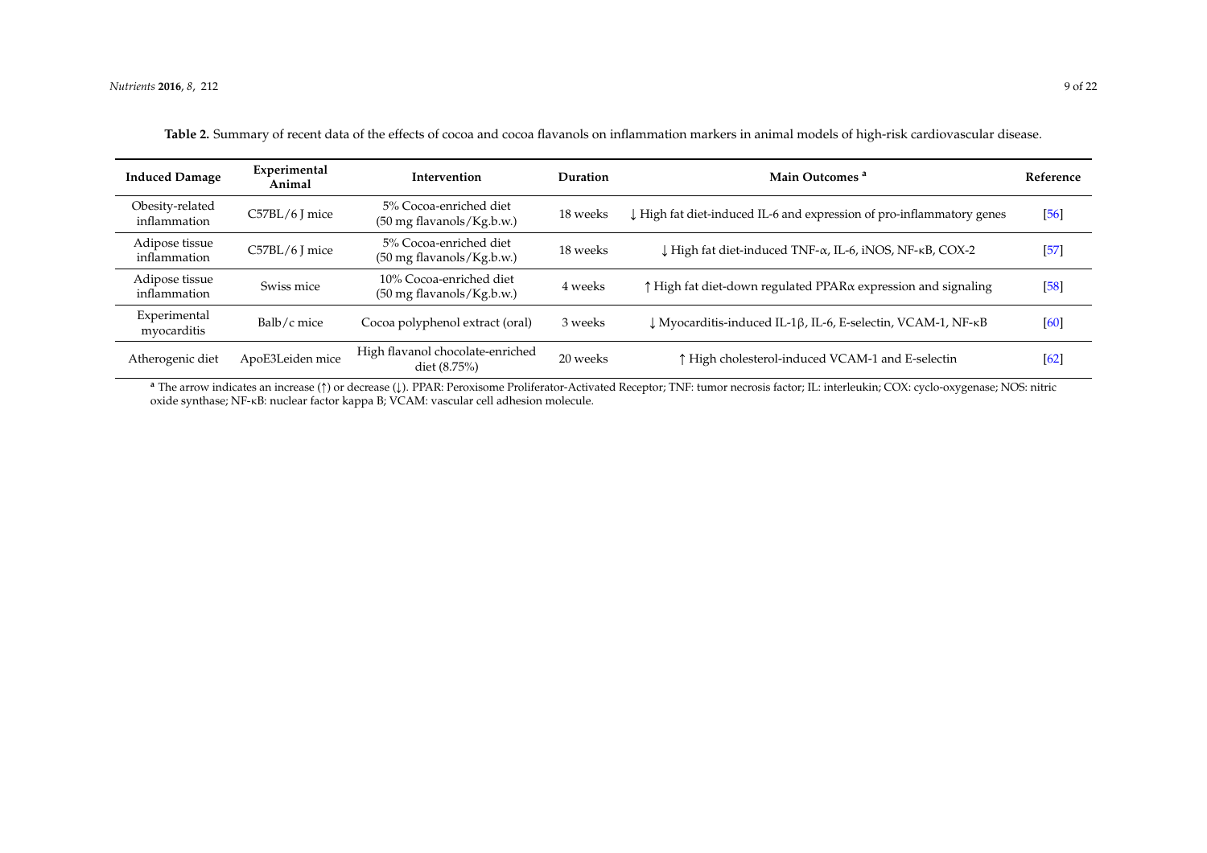**Table 2.** Summary of recent data of the effects of cocoa and cocoa flavanols on inflammation markers in animal models of high-risk cardiovascular disease.

| Induced Damage | Experimental Animal | Intervention | Duration | Main Outcomes [a] | Reference |
|---|---|---|---|---|---|
| Obesity-related inflammation | C57BL/6 J mice | 5% Cocoa-enriched diet (50 mg flavanols/Kg.b.w.) | 18 weeks | ↓ High fat diet-induced IL-6 and expression of pro-inflammatory genes | [56] |
| Adipose tissue inflammation | C57BL/6 J mice | 5% Cocoa-enriched diet (50 mg flavanols/Kg.b.w.) | 18 weeks | ↓ High fat diet-induced TNF-α, IL-6, iNOS, NF-κB, COX-2 | [57] |
| Adipose tissue inflammation | Swiss mice | 10% Cocoa-enriched diet (50 mg flavanols/Kg.b.w.) | 4 weeks | ↑ High fat diet-down regulated PPARα expression and signaling | [58] |
| Experimental myocarditis | Balb/c mice | Cocoa polyphenol extract (oral) | 3 weeks | ↓ Myocarditis-induced IL-1β, IL-6, E-selectin, VCAM-1, NF-κB | [60] |
| Atherogenic diet | ApoE3Leiden mice | High flavanol chocolate-enriched diet (8.75%) | 20 weeks | ↑ High cholesterol-induced VCAM-1 and E-selectin | [62] |

[a] The arrow indicates an increase (↑) or decrease (↓). PPAR: Peroxisome Proliferator-Activated Receptor; TNF: tumor necrosis factor; IL: interleukin; COX: cyclo-oxygenase; NOS: nitric oxide synthase; NF-κB: nuclear factor kappa B; VCAM: vascular cell adhesion molecule.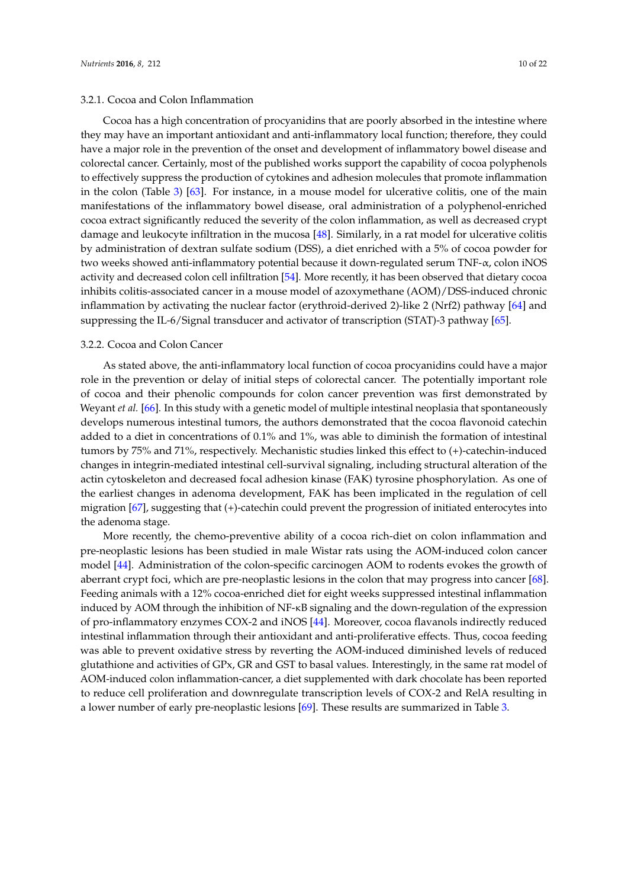### 3.2.1. Cocoa and Colon Inflammation

Cocoa has a high concentration of procyanidins that are poorly absorbed in the intestine where they may have an important antioxidant and anti-inflammatory local function; therefore, they could have a major role in the prevention of the onset and development of inflammatory bowel disease and colorectal cancer. Certainly, most of the published works support the capability of cocoa polyphenols to effectively suppress the production of cytokines and adhesion molecules that promote inflammation in the colon (Table 3) [63]. For instance, in a mouse model for ulcerative colitis, one of the main manifestations of the inflammatory bowel disease, oral administration of a polyphenol-enriched cocoa extract significantly reduced the severity of the colon inflammation, as well as decreased crypt damage and leukocyte infiltration in the mucosa [48]. Similarly, in a rat model for ulcerative colitis by administration of dextran sulfate sodium (DSS), a diet enriched with a 5% of cocoa powder for two weeks showed anti-inflammatory potential because it down-regulated serum TNF-α, colon iNOS activity and decreased colon cell infiltration [54]. More recently, it has been observed that dietary cocoa inhibits colitis-associated cancer in a mouse model of azoxymethane (AOM)/DSS-induced chronic inflammation by activating the nuclear factor (erythroid-derived 2)-like 2 (Nrf2) pathway [64] and suppressing the IL-6/Signal transducer and activator of transcription (STAT)-3 pathway [65].

### 3.2.2. Cocoa and Colon Cancer

As stated above, the anti-inflammatory local function of cocoa procyanidins could have a major role in the prevention or delay of initial steps of colorectal cancer. The potentially important role of cocoa and their phenolic compounds for colon cancer prevention was first demonstrated by Weyant *et al.* [66]. In this study with a genetic model of multiple intestinal neoplasia that spontaneously develops numerous intestinal tumors, the authors demonstrated that the cocoa flavonoid catechin added to a diet in concentrations of 0.1% and 1%, was able to diminish the formation of intestinal tumors by 75% and 71%, respectively. Mechanistic studies linked this effect to (+)-catechin-induced changes in integrin-mediated intestinal cell-survival signaling, including structural alteration of the actin cytoskeleton and decreased focal adhesion kinase (FAK) tyrosine phosphorylation. As one of the earliest changes in adenoma development, FAK has been implicated in the regulation of cell migration [67], suggesting that (+)-catechin could prevent the progression of initiated enterocytes into the adenoma stage.

More recently, the chemo-preventive ability of a cocoa rich-diet on colon inflammation and pre-neoplastic lesions has been studied in male Wistar rats using the AOM-induced colon cancer model [44]. Administration of the colon-specific carcinogen AOM to rodents evokes the growth of aberrant crypt foci, which are pre-neoplastic lesions in the colon that may progress into cancer [68]. Feeding animals with a 12% cocoa-enriched diet for eight weeks suppressed intestinal inflammation induced by AOM through the inhibition of NF-κB signaling and the down-regulation of the expression of pro-inflammatory enzymes COX-2 and iNOS [44]. Moreover, cocoa flavanols indirectly reduced intestinal inflammation through their antioxidant and anti-proliferative effects. Thus, cocoa feeding was able to prevent oxidative stress by reverting the AOM-induced diminished levels of reduced glutathione and activities of GPx, GR and GST to basal values. Interestingly, in the same rat model of AOM-induced colon inflammation-cancer, a diet supplemented with dark chocolate has been reported to reduce cell proliferation and downregulate transcription levels of COX-2 and RelA resulting in a lower number of early pre-neoplastic lesions [69]. These results are summarized in Table 3.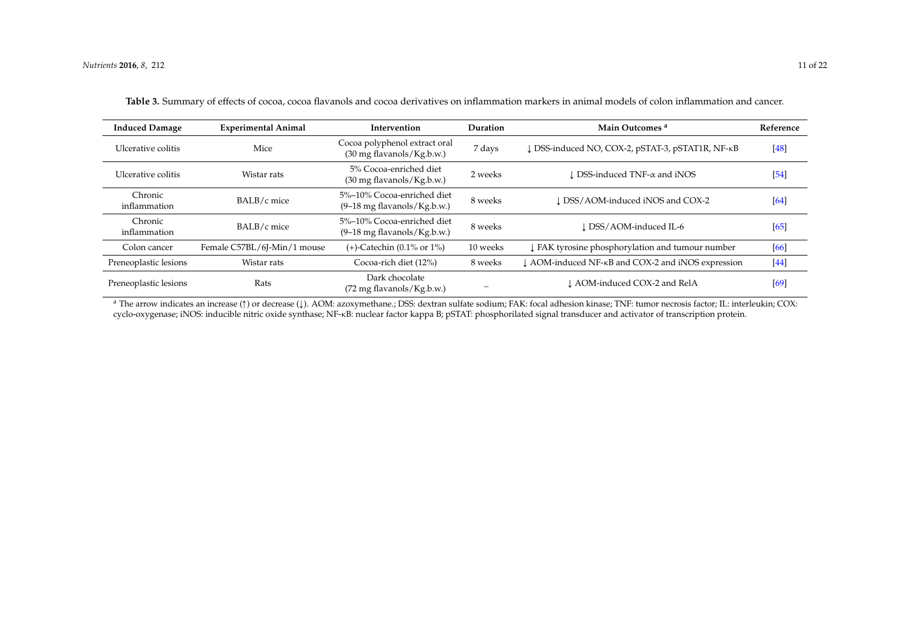**Table 3.** Summary of effects of cocoa, cocoa flavanols and cocoa derivatives on inflammation markers in animal models of colon inflammation and cancer.

| Induced Damage | Experimental Animal | Intervention | Duration | Main Outcomes [a] | Reference |
|---|---|---|---|---|---|
| Ulcerative colitis | Mice | Cocoa polyphenol extract oral (30 mg flavanols/Kg.b.w.) | 7 days | ↓ DSS-induced NO, COX-2, pSTAT-3, pSTAT1R, NF-κB | [48] |
| Ulcerative colitis | Wistar rats | 5% Cocoa-enriched diet (30 mg flavanols/Kg.b.w.) | 2 weeks | ↓ DSS-induced TNF-α and iNOS | [54] |
| Chronic inflammation | BALB/c mice | 5%–10% Cocoa-enriched diet (9–18 mg flavanols/Kg.b.w.) | 8 weeks | ↓ DSS/AOM-induced iNOS and COX-2 | [64] |
| Chronic inflammation | BALB/c mice | 5%–10% Cocoa-enriched diet (9–18 mg flavanols/Kg.b.w.) | 8 weeks | ↓ DSS/AOM-induced IL-6 | [65] |
| Colon cancer | Female C57BL/6J-Min/1 mouse | (+)-Catechin (0.1% or 1%) | 10 weeks | ↓ FAK tyrosine phosphorylation and tumour number | [66] |
| Preneoplastic lesions | Wistar rats | Cocoa-rich diet (12%) | 8 weeks | ↓ AOM-induced NF-κB and COX-2 and iNOS expression | [44] |
| Preneoplastic lesions | Rats | Dark chocolate (72 mg flavanols/Kg.b.w.) | – | ↓ AOM-induced COX-2 and RelA | [69] |

[a] The arrow indicates an increase (↑) or decrease (↓). AOM: azoxymethane.; DSS: dextran sulfate sodium; FAK: focal adhesion kinase; TNF: tumor necrosis factor; IL: interleukin; COX: cyclo-oxygenase; iNOS: inducible nitric oxide synthase; NF-κB: nuclear factor kappa B; pSTAT: phosphorilated signal transducer and activator of transcription protein.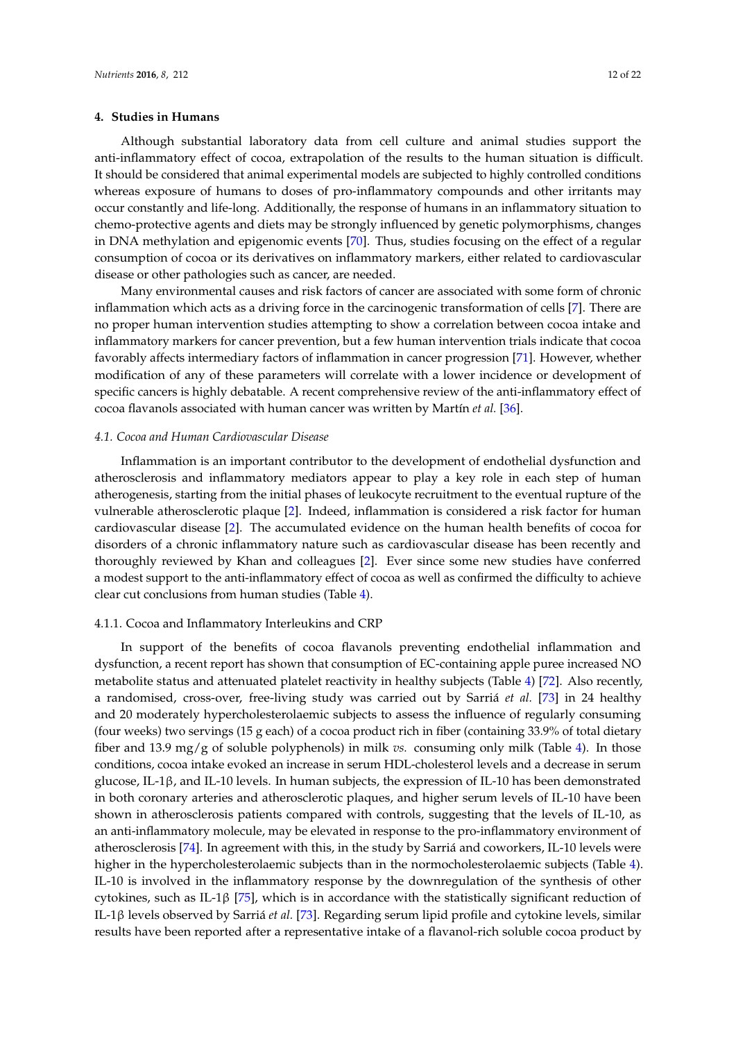## 4. Studies in Humans

Although substantial laboratory data from cell culture and animal studies support the anti-inflammatory effect of cocoa, extrapolation of the results to the human situation is difficult. It should be considered that animal experimental models are subjected to highly controlled conditions whereas exposure of humans to doses of pro-inflammatory compounds and other irritants may occur constantly and life-long. Additionally, the response of humans in an inflammatory situation to chemo-protective agents and diets may be strongly influenced by genetic polymorphisms, changes in DNA methylation and epigenomic events [70]. Thus, studies focusing on the effect of a regular consumption of cocoa or its derivatives on inflammatory markers, either related to cardiovascular disease or other pathologies such as cancer, are needed.

Many environmental causes and risk factors of cancer are associated with some form of chronic inflammation which acts as a driving force in the carcinogenic transformation of cells [7]. There are no proper human intervention studies attempting to show a correlation between cocoa intake and inflammatory markers for cancer prevention, but a few human intervention trials indicate that cocoa favorably affects intermediary factors of inflammation in cancer progression [71]. However, whether modification of any of these parameters will correlate with a lower incidence or development of specific cancers is highly debatable. A recent comprehensive review of the anti-inflammatory effect of cocoa flavanols associated with human cancer was written by Martín *et al.* [36].

### 4.1. Cocoa and Human Cardiovascular Disease

Inflammation is an important contributor to the development of endothelial dysfunction and atherosclerosis and inflammatory mediators appear to play a key role in each step of human atherogenesis, starting from the initial phases of leukocyte recruitment to the eventual rupture of the vulnerable atherosclerotic plaque [2]. Indeed, inflammation is considered a risk factor for human cardiovascular disease [2]. The accumulated evidence on the human health benefits of cocoa for disorders of a chronic inflammatory nature such as cardiovascular disease has been recently and thoroughly reviewed by Khan and colleagues [2]. Ever since some new studies have conferred a modest support to the anti-inflammatory effect of cocoa as well as confirmed the difficulty to achieve clear cut conclusions from human studies (Table 4).

#### 4.1.1. Cocoa and Inflammatory Interleukins and CRP

In support of the benefits of cocoa flavanols preventing endothelial inflammation and dysfunction, a recent report has shown that consumption of EC-containing apple puree increased NO metabolite status and attenuated platelet reactivity in healthy subjects (Table 4) [72]. Also recently, a randomised, cross-over, free-living study was carried out by Sarriá *et al.* [73] in 24 healthy and 20 moderately hypercholesterolaemic subjects to assess the influence of regularly consuming (four weeks) two servings (15 g each) of a cocoa product rich in fiber (containing 33.9% of total dietary fiber and 13.9 mg/g of soluble polyphenols) in milk *vs.* consuming only milk (Table 4). In those conditions, cocoa intake evoked an increase in serum HDL-cholesterol levels and a decrease in serum glucose, IL-1β, and IL-10 levels. In human subjects, the expression of IL-10 has been demonstrated in both coronary arteries and atherosclerotic plaques, and higher serum levels of IL-10 have been shown in atherosclerosis patients compared with controls, suggesting that the levels of IL-10, as an anti-inflammatory molecule, may be elevated in response to the pro-inflammatory environment of atherosclerosis [74]. In agreement with this, in the study by Sarriá and coworkers, IL-10 levels were higher in the hypercholesterolaemic subjects than in the normocholesterolaemic subjects (Table 4). IL-10 is involved in the inflammatory response by the downregulation of the synthesis of other cytokines, such as IL-1β [75], which is in accordance with the statistically significant reduction of IL-1β levels observed by Sarriá *et al.* [73]. Regarding serum lipid profile and cytokine levels, similar results have been reported after a representative intake of a flavanol-rich soluble cocoa product by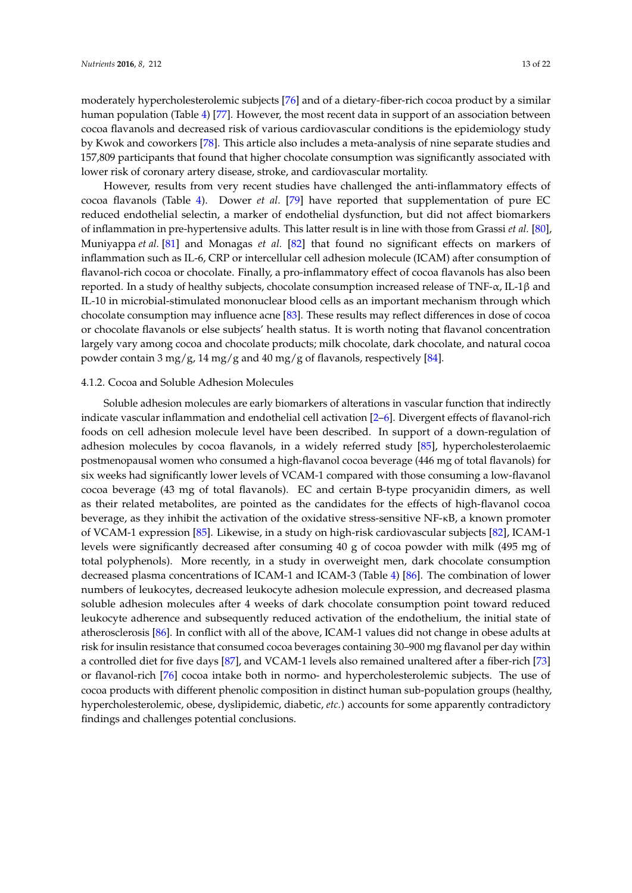moderately hypercholesterolemic subjects [76] and of a dietary-fiber-rich cocoa product by a similar human population (Table 4) [77]. However, the most recent data in support of an association between cocoa flavanols and decreased risk of various cardiovascular conditions is the epidemiology study by Kwok and coworkers [78]. This article also includes a meta-analysis of nine separate studies and 157,809 participants that found that higher chocolate consumption was significantly associated with lower risk of coronary artery disease, stroke, and cardiovascular mortality.

However, results from very recent studies have challenged the anti-inflammatory effects of cocoa flavanols (Table 4). Dower *et al.* [79] have reported that supplementation of pure EC reduced endothelial selectin, a marker of endothelial dysfunction, but did not affect biomarkers of inflammation in pre-hypertensive adults. This latter result is in line with those from Grassi *et al.* [80], Muniyappa *et al.* [81] and Monagas *et al.* [82] that found no significant effects on markers of inflammation such as IL-6, CRP or intercellular cell adhesion molecule (ICAM) after consumption of flavanol-rich cocoa or chocolate. Finally, a pro-inflammatory effect of cocoa flavanols has also been reported. In a study of healthy subjects, chocolate consumption increased release of TNF-α, IL-1β and IL-10 in microbial-stimulated mononuclear blood cells as an important mechanism through which chocolate consumption may influence acne [83]. These results may reflect differences in dose of cocoa or chocolate flavanols or else subjects' health status. It is worth noting that flavanol concentration largely vary among cocoa and chocolate products; milk chocolate, dark chocolate, and natural cocoa powder contain 3 mg/g, 14 mg/g and 40 mg/g of flavanols, respectively [84].

#### 4.1.2. Cocoa and Soluble Adhesion Molecules

Soluble adhesion molecules are early biomarkers of alterations in vascular function that indirectly indicate vascular inflammation and endothelial cell activation [2–6]. Divergent effects of flavanol-rich foods on cell adhesion molecule level have been described. In support of a down-regulation of adhesion molecules by cocoa flavanols, in a widely referred study [85], hypercholesterolaemic postmenopausal women who consumed a high-flavanol cocoa beverage (446 mg of total flavanols) for six weeks had significantly lower levels of VCAM-1 compared with those consuming a low-flavanol cocoa beverage (43 mg of total flavanols). EC and certain B-type procyanidin dimers, as well as their related metabolites, are pointed as the candidates for the effects of high-flavanol cocoa beverage, as they inhibit the activation of the oxidative stress-sensitive NF-κB, a known promoter of VCAM-1 expression [85]. Likewise, in a study on high-risk cardiovascular subjects [82], ICAM-1 levels were significantly decreased after consuming 40 g of cocoa powder with milk (495 mg of total polyphenols). More recently, in a study in overweight men, dark chocolate consumption decreased plasma concentrations of ICAM-1 and ICAM-3 (Table 4) [86]. The combination of lower numbers of leukocytes, decreased leukocyte adhesion molecule expression, and decreased plasma soluble adhesion molecules after 4 weeks of dark chocolate consumption point toward reduced leukocyte adherence and subsequently reduced activation of the endothelium, the initial state of atherosclerosis [86]. In conflict with all of the above, ICAM-1 values did not change in obese adults at risk for insulin resistance that consumed cocoa beverages containing 30–900 mg flavanol per day within a controlled diet for five days [87], and VCAM-1 levels also remained unaltered after a fiber-rich [73] or flavanol-rich [76] cocoa intake both in normo- and hypercholesterolemic subjects. The use of cocoa products with different phenolic composition in distinct human sub-population groups (healthy, hypercholesterolemic, obese, dyslipidemic, diabetic, *etc.*) accounts for some apparently contradictory findings and challenges potential conclusions.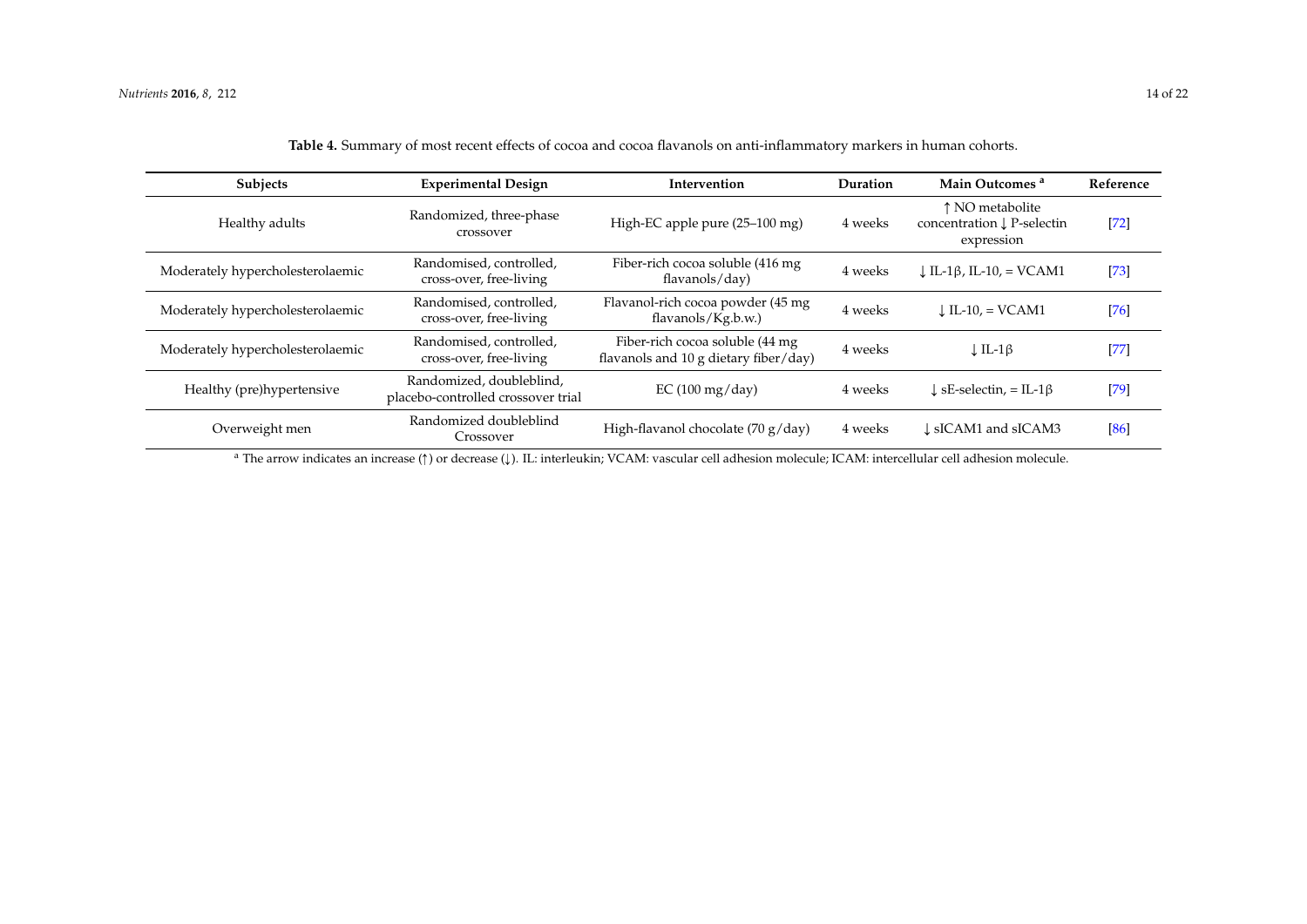**Table 4.** Summary of most recent effects of cocoa and cocoa flavanols on anti-inflammatory markers in human cohorts.

| Subjects | Experimental Design | Intervention | Duration | Main Outcomes [a] | Reference |
|---|---|---|---|---|---|
| Healthy adults | Randomized, three-phase crossover | High-EC apple pure (25–100 mg) | 4 weeks | ↑ NO metabolite concentration ↓ P-selectin expression | [72] |
| Moderately hypercholesterolaemic | Randomised, controlled, cross-over, free-living | Fiber-rich cocoa soluble (416 mg flavanols/day) | 4 weeks | ↓ IL-1β, IL-10, = VCAM1 | [73] |
| Moderately hypercholesterolaemic | Randomised, controlled, cross-over, free-living | Flavanol-rich cocoa powder (45 mg flavanols/Kg.b.w.) | 4 weeks | ↓ IL-10, = VCAM1 | [76] |
| Moderately hypercholesterolaemic | Randomised, controlled, cross-over, free-living | Fiber-rich cocoa soluble (44 mg flavanols and 10 g dietary fiber/day) | 4 weeks | ↓ IL-1β | [77] |
| Healthy (pre)hypertensive | Randomized, doubleblind, placebo-controlled crossover trial | EC (100 mg/day) | 4 weeks | ↓ sE-selectin, = IL-1β | [79] |
| Overweight men | Randomized doubleblind Crossover | High-flavanol chocolate (70 g/day) | 4 weeks | ↓ sICAM1 and sICAM3 | [86] |

[a] The arrow indicates an increase (↑) or decrease (↓). IL: interleukin; VCAM: vascular cell adhesion molecule; ICAM: intercellular cell adhesion molecule.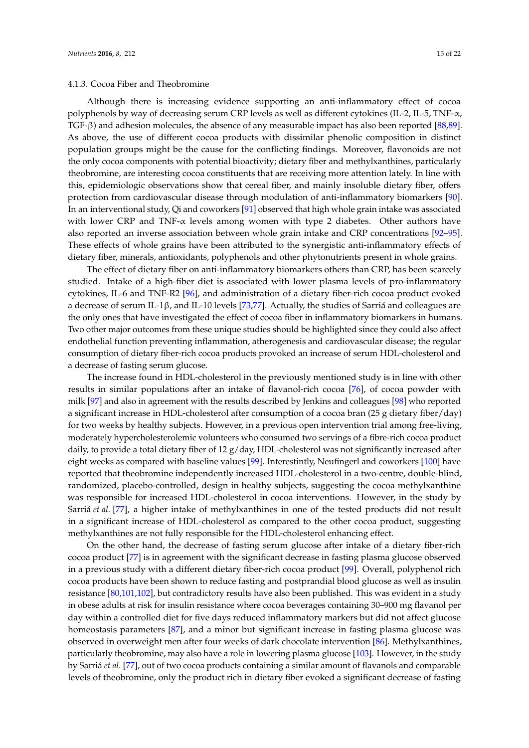### 4.1.3. Cocoa Fiber and Theobromine

Although there is increasing evidence supporting an anti-inflammatory effect of cocoa polyphenols by way of decreasing serum CRP levels as well as different cytokines (IL-2, IL-5, TNF-α, TGF-β) and adhesion molecules, the absence of any measurable impact has also been reported [88,89]. As above, the use of different cocoa products with dissimilar phenolic composition in distinct population groups might be the cause for the conflicting findings. Moreover, flavonoids are not the only cocoa components with potential bioactivity; dietary fiber and methylxanthines, particularly theobromine, are interesting cocoa constituents that are receiving more attention lately. In line with this, epidemiologic observations show that cereal fiber, and mainly insoluble dietary fiber, offers protection from cardiovascular disease through modulation of anti-inflammatory biomarkers [90]. In an interventional study, Qi and coworkers [91] observed that high whole grain intake was associated with lower CRP and TNF-α levels among women with type 2 diabetes. Other authors have also reported an inverse association between whole grain intake and CRP concentrations [92–95]. These effects of whole grains have been attributed to the synergistic anti-inflammatory effects of dietary fiber, minerals, antioxidants, polyphenols and other phytonutrients present in whole grains.

The effect of dietary fiber on anti-inflammatory biomarkers others than CRP, has been scarcely studied. Intake of a high-fiber diet is associated with lower plasma levels of pro-inflammatory cytokines, IL-6 and TNF-R2 [96], and administration of a dietary fiber-rich cocoa product evoked a decrease of serum IL-1β, and IL-10 levels [73,77]. Actually, the studies of Sarriá and colleagues are the only ones that have investigated the effect of cocoa fiber in inflammatory biomarkers in humans. Two other major outcomes from these unique studies should be highlighted since they could also affect endothelial function preventing inflammation, atherogenesis and cardiovascular disease; the regular consumption of dietary fiber-rich cocoa products provoked an increase of serum HDL-cholesterol and a decrease of fasting serum glucose.

The increase found in HDL-cholesterol in the previously mentioned study is in line with other results in similar populations after an intake of flavanol-rich cocoa [76], of cocoa powder with milk [97] and also in agreement with the results described by Jenkins and colleagues [98] who reported a significant increase in HDL-cholesterol after consumption of a cocoa bran (25 g dietary fiber/day) for two weeks by healthy subjects. However, in a previous open intervention trial among free-living, moderately hypercholesterolemic volunteers who consumed two servings of a fibre-rich cocoa product daily, to provide a total dietary fiber of 12 g/day, HDL-cholesterol was not significantly increased after eight weeks as compared with baseline values [99]. Interestintly, Neufingerl and coworkers [100] have reported that theobromine independently increased HDL-cholesterol in a two-centre, double-blind, randomized, placebo-controlled, design in healthy subjects, suggesting the cocoa methylxanthine was responsible for increased HDL-cholesterol in cocoa interventions. However, in the study by Sarriá *et al.* [77], a higher intake of methylxanthines in one of the tested products did not result in a significant increase of HDL-cholesterol as compared to the other cocoa product, suggesting methylxanthines are not fully responsible for the HDL-cholesterol enhancing effect.

On the other hand, the decrease of fasting serum glucose after intake of a dietary fiber-rich cocoa product [77] is in agreement with the significant decrease in fasting plasma glucose observed in a previous study with a different dietary fiber-rich cocoa product [99]. Overall, polyphenol rich cocoa products have been shown to reduce fasting and postprandial blood glucose as well as insulin resistance [80,101,102], but contradictory results have also been published. This was evident in a study in obese adults at risk for insulin resistance where cocoa beverages containing 30–900 mg flavanol per day within a controlled diet for five days reduced inflammatory markers but did not affect glucose homeostasis parameters [87], and a minor but significant increase in fasting plasma glucose was observed in overweight men after four weeks of dark chocolate intervention [86]. Methylxanthines, particularly theobromine, may also have a role in lowering plasma glucose [103]. However, in the study by Sarriá *et al.* [77], out of two cocoa products containing a similar amount of flavanols and comparable levels of theobromine, only the product rich in dietary fiber evoked a significant decrease of fasting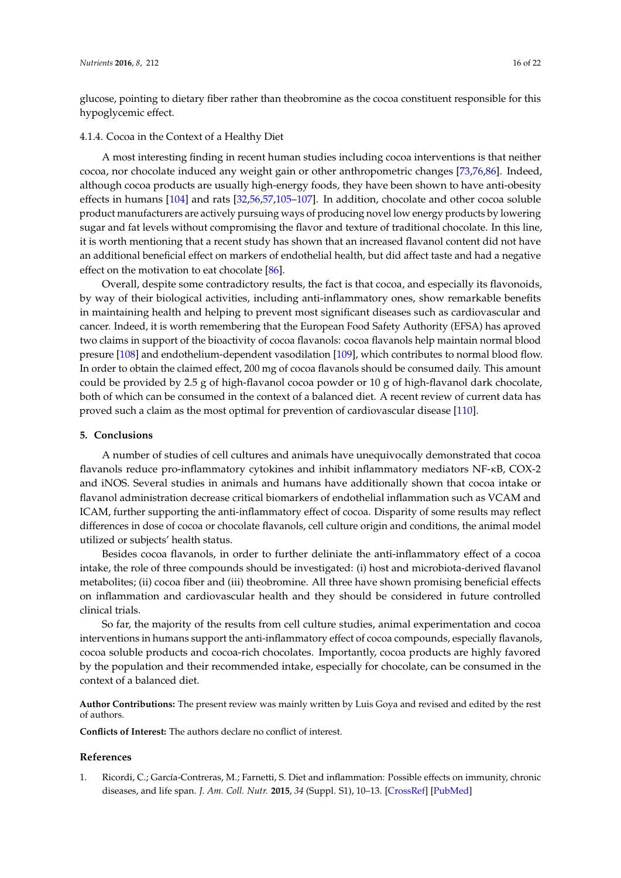glucose, pointing to dietary fiber rather than theobromine as the cocoa constituent responsible for this hypoglycemic effect.

#### 4.1.4. Cocoa in the Context of a Healthy Diet

A most interesting finding in recent human studies including cocoa interventions is that neither cocoa, nor chocolate induced any weight gain or other anthropometric changes [73,76,86]. Indeed, although cocoa products are usually high-energy foods, they have been shown to have anti-obesity effects in humans [104] and rats [32,56,57,105–107]. In addition, chocolate and other cocoa soluble product manufacturers are actively pursuing ways of producing novel low energy products by lowering sugar and fat levels without compromising the flavor and texture of traditional chocolate. In this line, it is worth mentioning that a recent study has shown that an increased flavanol content did not have an additional beneficial effect on markers of endothelial health, but did affect taste and had a negative effect on the motivation to eat chocolate [86].

Overall, despite some contradictory results, the fact is that cocoa, and especially its flavonoids, by way of their biological activities, including anti-inflammatory ones, show remarkable benefits in maintaining health and helping to prevent most significant diseases such as cardiovascular and cancer. Indeed, it is worth remembering that the European Food Safety Authority (EFSA) has aproved two claims in support of the bioactivity of cocoa flavanols: cocoa flavanols help maintain normal blood presure [108] and endothelium-dependent vasodilation [109], which contributes to normal blood flow. In order to obtain the claimed effect, 200 mg of cocoa flavanols should be consumed daily. This amount could be provided by 2.5 g of high-flavanol cocoa powder or 10 g of high-flavanol dark chocolate, both of which can be consumed in the context of a balanced diet. A recent review of current data has proved such a claim as the most optimal for prevention of cardiovascular disease [110].

## 5. Conclusions

A number of studies of cell cultures and animals have unequivocally demonstrated that cocoa flavanols reduce pro-inflammatory cytokines and inhibit inflammatory mediators NF-κB, COX-2 and iNOS. Several studies in animals and humans have additionally shown that cocoa intake or flavanol administration decrease critical biomarkers of endothelial inflammation such as VCAM and ICAM, further supporting the anti-inflammatory effect of cocoa. Disparity of some results may reflect differences in dose of cocoa or chocolate flavanols, cell culture origin and conditions, the animal model utilized or subjects' health status.

Besides cocoa flavanols, in order to further deliniate the anti-inflammatory effect of a cocoa intake, the role of three compounds should be investigated: (i) host and microbiota-derived flavanol metabolites; (ii) cocoa fiber and (iii) theobromine. All three have shown promising beneficial effects on inflammation and cardiovascular health and they should be considered in future controlled clinical trials.

So far, the majority of the results from cell culture studies, animal experimentation and cocoa interventions in humans support the anti-inflammatory effect of cocoa compounds, especially flavanols, cocoa soluble products and cocoa-rich chocolates. Importantly, cocoa products are highly favored by the population and their recommended intake, especially for chocolate, can be consumed in the context of a balanced diet.

**Author Contributions:** The present review was mainly written by Luis Goya and revised and edited by the rest of authors.

**Conflicts of Interest:** The authors declare no conflict of interest.

## References

1. Ricordi, C.; García-Contreras, M.; Farnetti, S. Diet and inflammation: Possible effects on immunity, chronic diseases, and life span. *J. Am. Coll. Nutr.* **2015**, *34* (Suppl. S1), 10–13. [CrossRef] [PubMed]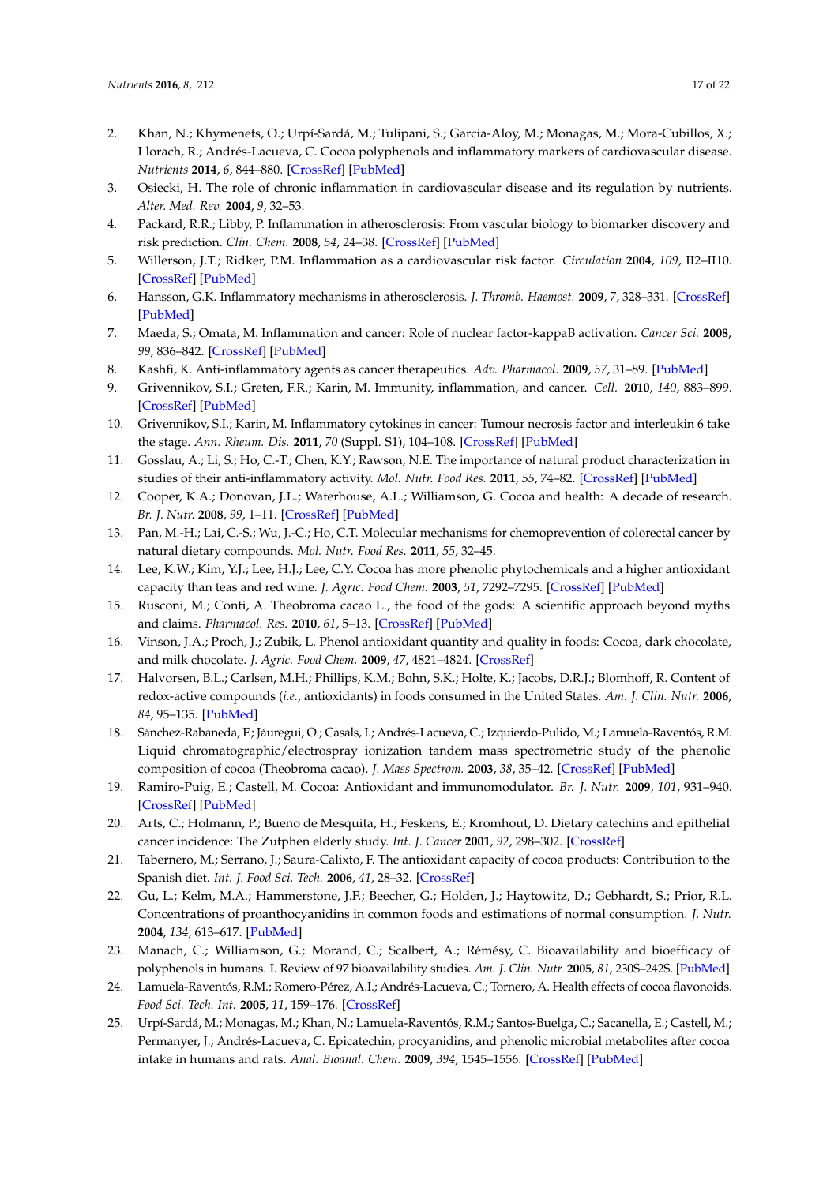2. Khan, N.; Khymenets, O.; Urpí-Sardá, M.; Tulipani, S.; Garcia-Aloy, M.; Monagas, M.; Mora-Cubillos, X.; Llorach, R.; Andrés-Lacueva, C. Cocoa polyphenols and inflammatory markers of cardiovascular disease. *Nutrients* **2014**, *6*, 844–880. [CrossRef] [PubMed]
3. Osiecki, H. The role of chronic inflammation in cardiovascular disease and its regulation by nutrients. *Alter. Med. Rev.* **2004**, *9*, 32–53.
4. Packard, R.R.; Libby, P. Inflammation in atherosclerosis: From vascular biology to biomarker discovery and risk prediction. *Clin. Chem.* **2008**, *54*, 24–38. [CrossRef] [PubMed]
5. Willerson, J.T.; Ridker, P.M. Inflammation as a cardiovascular risk factor. *Circulation* **2004**, *109*, II2–II10. [CrossRef] [PubMed]
6. Hansson, G.K. Inflammatory mechanisms in atherosclerosis. *J. Thromb. Haemost.* **2009**, *7*, 328–331. [CrossRef] [PubMed]
7. Maeda, S.; Omata, M. Inflammation and cancer: Role of nuclear factor-kappaB activation. *Cancer Sci.* **2008**, *99*, 836–842. [CrossRef] [PubMed]
8. Kashfi, K. Anti-inflammatory agents as cancer therapeutics. *Adv. Pharmacol.* **2009**, *57*, 31–89. [PubMed]
9. Grivennikov, S.I.; Greten, F.R.; Karin, M. Immunity, inflammation, and cancer. *Cell.* **2010**, *140*, 883–899. [CrossRef] [PubMed]
10. Grivennikov, S.I.; Karin, M. Inflammatory cytokines in cancer: Tumour necrosis factor and interleukin 6 take the stage. *Ann. Rheum. Dis.* **2011**, *70* (Suppl. S1), 104–108. [CrossRef] [PubMed]
11. Gosslau, A.; Li, S.; Ho, C.-T.; Chen, K.Y.; Rawson, N.E. The importance of natural product characterization in studies of their anti-inflammatory activity. *Mol. Nutr. Food Res.* **2011**, *55*, 74–82. [CrossRef] [PubMed]
12. Cooper, K.A.; Donovan, J.L.; Waterhouse, A.L.; Williamson, G. Cocoa and health: A decade of research. *Br. J. Nutr.* **2008**, *99*, 1–11. [CrossRef] [PubMed]
13. Pan, M.-H.; Lai, C.-S.; Wu, J.-C.; Ho, C.T. Molecular mechanisms for chemoprevention of colorectal cancer by natural dietary compounds. *Mol. Nutr. Food Res.* **2011**, *55*, 32–45.
14. Lee, K.W.; Kim, Y.J.; Lee, H.J.; Lee, C.Y. Cocoa has more phenolic phytochemicals and a higher antioxidant capacity than teas and red wine. *J. Agric. Food Chem.* **2003**, *51*, 7292–7295. [CrossRef] [PubMed]
15. Rusconi, M.; Conti, A. Theobroma cacao L., the food of the gods: A scientific approach beyond myths and claims. *Pharmacol. Res.* **2010**, *61*, 5–13. [CrossRef] [PubMed]
16. Vinson, J.A.; Proch, J.; Zubik, L. Phenol antioxidant quantity and quality in foods: Cocoa, dark chocolate, and milk chocolate. *J. Agric. Food Chem.* **2009**, *47*, 4821–4824. [CrossRef]
17. Halvorsen, B.L.; Carlsen, M.H.; Phillips, K.M.; Bohn, S.K.; Holte, K.; Jacobs, D.R.J.; Blomhoff, R. Content of redox-active compounds (*i.e.*, antioxidants) in foods consumed in the United States. *Am. J. Clin. Nutr.* **2006**, *84*, 95–135. [PubMed]
18. Sánchez-Rabaneda, F.; Jáuregui, O.; Casals, I.; Andrés-Lacueva, C.; Izquierdo-Pulido, M.; Lamuela-Raventós, R.M. Liquid chromatographic/electrospray ionization tandem mass spectrometric study of the phenolic composition of cocoa (Theobroma cacao). *J. Mass Spectrom.* **2003**, *38*, 35–42. [CrossRef] [PubMed]
19. Ramiro-Puig, E.; Castell, M. Cocoa: Antioxidant and immunomodulator. *Br. J. Nutr.* **2009**, *101*, 931–940. [CrossRef] [PubMed]
20. Arts, C.; Holmann, P.; Bueno de Mesquita, H.; Feskens, E.; Kromhout, D. Dietary catechins and epithelial cancer incidence: The Zutphen elderly study. *Int. J. Cancer* **2001**, *92*, 298–302. [CrossRef]
21. Tabernero, M.; Serrano, J.; Saura-Calixto, F. The antioxidant capacity of cocoa products: Contribution to the Spanish diet. *Int. J. Food Sci. Tech.* **2006**, *41*, 28–32. [CrossRef]
22. Gu, L.; Kelm, M.A.; Hammerstone, J.F.; Beecher, G.; Holden, J.; Haytowitz, D.; Gebhardt, S.; Prior, R.L. Concentrations of proanthocyanidins in common foods and estimations of normal consumption. *J. Nutr.* **2004**, *134*, 613–617. [PubMed]
23. Manach, C.; Williamson, G.; Morand, C.; Scalbert, A.; Rémésy, C. Bioavailability and bioefficacy of polyphenols in humans. I. Review of 97 bioavailability studies. *Am. J. Clin. Nutr.* **2005**, *81*, 230S–242S. [PubMed]
24. Lamuela-Raventós, R.M.; Romero-Pérez, A.I.; Andrés-Lacueva, C.; Tornero, A. Health effects of cocoa flavonoids. *Food Sci. Tech. Int.* **2005**, *11*, 159–176. [CrossRef]
25. Urpí-Sardá, M.; Monagas, M.; Khan, N.; Lamuela-Raventós, R.M.; Santos-Buelga, C.; Sacanella, E.; Castell, M.; Permanyer, J.; Andrés-Lacueva, C. Epicatechin, procyanidins, and phenolic microbial metabolites after cocoa intake in humans and rats. *Anal. Bioanal. Chem.* **2009**, *394*, 1545–1556. [CrossRef] [PubMed]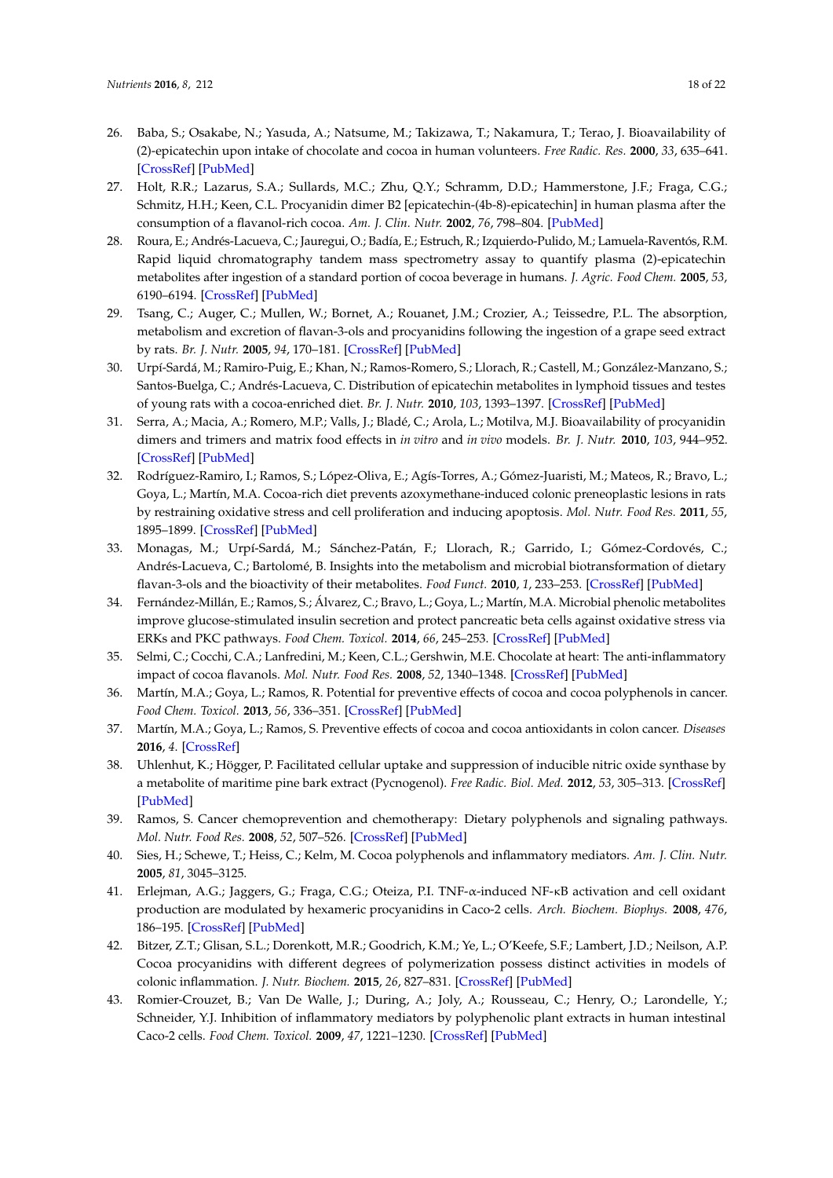26. Baba, S.; Osakabe, N.; Yasuda, A.; Natsume, M.; Takizawa, T.; Nakamura, T.; Terao, J. Bioavailability of (2)-epicatechin upon intake of chocolate and cocoa in human volunteers. *Free Radic. Res.* **2000**, *33*, 635–641. [CrossRef] [PubMed]
27. Holt, R.R.; Lazarus, S.A.; Sullards, M.C.; Zhu, Q.Y.; Schramm, D.D.; Hammerstone, J.F.; Fraga, C.G.; Schmitz, H.H.; Keen, C.L. Procyanidin dimer B2 [epicatechin-(4b-8)-epicatechin] in human plasma after the consumption of a flavanol-rich cocoa. *Am. J. Clin. Nutr.* **2002**, *76*, 798–804. [PubMed]
28. Roura, E.; Andrés-Lacueva, C.; Jauregui, O.; Badía, E.; Estruch, R.; Izquierdo-Pulido, M.; Lamuela-Raventós, R.M. Rapid liquid chromatography tandem mass spectrometry assay to quantify plasma (2)-epicatechin metabolites after ingestion of a standard portion of cocoa beverage in humans. *J. Agric. Food Chem.* **2005**, *53*, 6190–6194. [CrossRef] [PubMed]
29. Tsang, C.; Auger, C.; Mullen, W.; Bornet, A.; Rouanet, J.M.; Crozier, A.; Teissedre, P.L. The absorption, metabolism and excretion of flavan-3-ols and procyanidins following the ingestion of a grape seed extract by rats. *Br. J. Nutr.* **2005**, *94*, 170–181. [CrossRef] [PubMed]
30. Urpí-Sardá, M.; Ramiro-Puig, E.; Khan, N.; Ramos-Romero, S.; Llorach, R.; Castell, M.; González-Manzano, S.; Santos-Buelga, C.; Andrés-Lacueva, C. Distribution of epicatechin metabolites in lymphoid tissues and testes of young rats with a cocoa-enriched diet. *Br. J. Nutr.* **2010**, *103*, 1393–1397. [CrossRef] [PubMed]
31. Serra, A.; Macia, A.; Romero, M.P.; Valls, J.; Bladé, C.; Arola, L.; Motilva, M.J. Bioavailability of procyanidin dimers and trimers and matrix food effects in *in vitro* and *in vivo* models. *Br. J. Nutr.* **2010**, *103*, 944–952. [CrossRef] [PubMed]
32. Rodríguez-Ramiro, I.; Ramos, S.; López-Oliva, E.; Agís-Torres, A.; Gómez-Juaristi, M.; Mateos, R.; Bravo, L.; Goya, L.; Martín, M.A. Cocoa-rich diet prevents azoxymethane-induced colonic preneoplastic lesions in rats by restraining oxidative stress and cell proliferation and inducing apoptosis. *Mol. Nutr. Food Res.* **2011**, *55*, 1895–1899. [CrossRef] [PubMed]
33. Monagas, M.; Urpí-Sardá, M.; Sánchez-Patán, F.; Llorach, R.; Garrido, I.; Gómez-Cordovés, C.; Andrés-Lacueva, C.; Bartolomé, B. Insights into the metabolism and microbial biotransformation of dietary flavan-3-ols and the bioactivity of their metabolites. *Food Funct.* **2010**, *1*, 233–253. [CrossRef] [PubMed]
34. Fernández-Millán, E.; Ramos, S.; Álvarez, C.; Bravo, L.; Goya, L.; Martín, M.A. Microbial phenolic metabolites improve glucose-stimulated insulin secretion and protect pancreatic beta cells against oxidative stress via ERKs and PKC pathways. *Food Chem. Toxicol.* **2014**, *66*, 245–253. [CrossRef] [PubMed]
35. Selmi, C.; Cocchi, C.A.; Lanfredini, M.; Keen, C.L.; Gershwin, M.E. Chocolate at heart: The anti-inflammatory impact of cocoa flavanols. *Mol. Nutr. Food Res.* **2008**, *52*, 1340–1348. [CrossRef] [PubMed]
36. Martín, M.A.; Goya, L.; Ramos, R. Potential for preventive effects of cocoa and cocoa polyphenols in cancer. *Food Chem. Toxicol.* **2013**, *56*, 336–351. [CrossRef] [PubMed]
37. Martín, M.A.; Goya, L.; Ramos, S. Preventive effects of cocoa and cocoa antioxidants in colon cancer. *Diseases* **2016**, *4*. [CrossRef]
38. Uhlenhut, K.; Högger, P. Facilitated cellular uptake and suppression of inducible nitric oxide synthase by a metabolite of maritime pine bark extract (Pycnogenol). *Free Radic. Biol. Med.* **2012**, *53*, 305–313. [CrossRef] [PubMed]
39. Ramos, S. Cancer chemoprevention and chemotherapy: Dietary polyphenols and signaling pathways. *Mol. Nutr. Food Res.* **2008**, *52*, 507–526. [CrossRef] [PubMed]
40. Sies, H.; Schewe, T.; Heiss, C.; Kelm, M. Cocoa polyphenols and inflammatory mediators. *Am. J. Clin. Nutr.* **2005**, *81*, 3045–3125.
41. Erlejman, A.G.; Jaggers, G.; Fraga, C.G.; Oteiza, P.I. TNF-α-induced NF-κB activation and cell oxidant production are modulated by hexameric procyanidins in Caco-2 cells. *Arch. Biochem. Biophys.* **2008**, *476*, 186–195. [CrossRef] [PubMed]
42. Bitzer, Z.T.; Glisan, S.L.; Dorenkott, M.R.; Goodrich, K.M.; Ye, L.; O'Keefe, S.F.; Lambert, J.D.; Neilson, A.P. Cocoa procyanidins with different degrees of polymerization possess distinct activities in models of colonic inflammation. *J. Nutr. Biochem.* **2015**, *26*, 827–831. [CrossRef] [PubMed]
43. Romier-Crouzet, B.; Van De Walle, J.; During, A.; Joly, A.; Rousseau, C.; Henry, O.; Larondelle, Y.; Schneider, Y.J. Inhibition of inflammatory mediators by polyphenolic plant extracts in human intestinal Caco-2 cells. *Food Chem. Toxicol.* **2009**, *47*, 1221–1230. [CrossRef] [PubMed]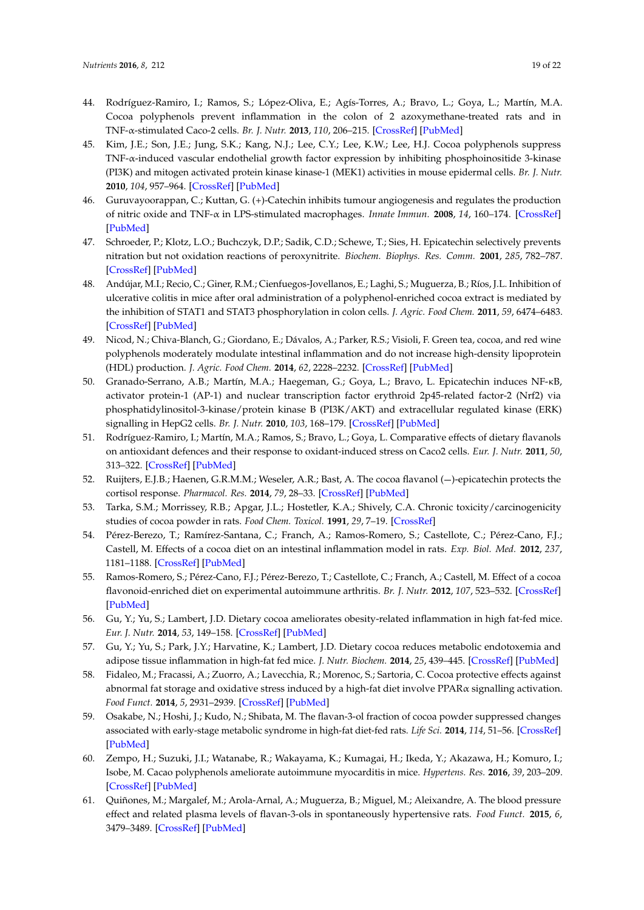44. Rodríguez-Ramiro, I.; Ramos, S.; López-Oliva, E.; Agís-Torres, A.; Bravo, L.; Goya, L.; Martín, M.A. Cocoa polyphenols prevent inflammation in the colon of 2 azoxymethane-treated rats and in TNF-α-stimulated Caco-2 cells. *Br. J. Nutr.* **2013**, *110*, 206–215. [CrossRef] [PubMed]
45. Kim, J.E.; Son, J.E.; Jung, S.K.; Kang, N.J.; Lee, C.Y.; Lee, K.W.; Lee, H.J. Cocoa polyphenols suppress TNF-α-induced vascular endothelial growth factor expression by inhibiting phosphoinositide 3-kinase (PI3K) and mitogen activated protein kinase kinase-1 (MEK1) activities in mouse epidermal cells. *Br. J. Nutr.* **2010**, *104*, 957–964. [CrossRef] [PubMed]
46. Guruvayoorappan, C.; Kuttan, G. (+)-Catechin inhibits tumour angiogenesis and regulates the production of nitric oxide and TNF-α in LPS-stimulated macrophages. *Innate Immun.* **2008**, *14*, 160–174. [CrossRef] [PubMed]
47. Schroeder, P.; Klotz, L.O.; Buchczyk, D.P.; Sadik, C.D.; Schewe, T.; Sies, H. Epicatechin selectively prevents nitration but not oxidation reactions of peroxynitrite. *Biochem. Biophys. Res. Comm.* **2001**, *285*, 782–787. [CrossRef] [PubMed]
48. Andújar, M.I.; Recio, C.; Giner, R.M.; Cienfuegos-Jovellanos, E.; Laghi, S.; Muguerza, B.; Ríos, J.L. Inhibition of ulcerative colitis in mice after oral administration of a polyphenol-enriched cocoa extract is mediated by the inhibition of STAT1 and STAT3 phosphorylation in colon cells. *J. Agric. Food Chem.* **2011**, *59*, 6474–6483. [CrossRef] [PubMed]
49. Nicod, N.; Chiva-Blanch, G.; Giordano, E.; Dávalos, A.; Parker, R.S.; Visioli, F. Green tea, cocoa, and red wine polyphenols moderately modulate intestinal inflammation and do not increase high-density lipoprotein (HDL) production. *J. Agric. Food Chem.* **2014**, *62*, 2228–2232. [CrossRef] [PubMed]
50. Granado-Serrano, A.B.; Martín, M.A.; Haegeman, G.; Goya, L.; Bravo, L. Epicatechin induces NF-κB, activator protein-1 (AP-1) and nuclear transcription factor erythroid 2p45-related factor-2 (Nrf2) via phosphatidylinositol-3-kinase/protein kinase B (PI3K/AKT) and extracellular regulated kinase (ERK) signalling in HepG2 cells. *Br. J. Nutr.* **2010**, *103*, 168–179. [CrossRef] [PubMed]
51. Rodríguez-Ramiro, I.; Martín, M.A.; Ramos, S.; Bravo, L.; Goya, L. Comparative effects of dietary flavanols on antioxidant defences and their response to oxidant-induced stress on Caco2 cells. *Eur. J. Nutr.* **2011**, *50*, 313–322. [CrossRef] [PubMed]
52. Ruijters, E.J.B.; Haenen, G.R.M.M.; Weseler, A.R.; Bast, A. The cocoa flavanol (−)-epicatechin protects the cortisol response. *Pharmacol. Res.* **2014**, *79*, 28–33. [CrossRef] [PubMed]
53. Tarka, S.M.; Morrissey, R.B.; Apgar, J.L.; Hostetler, K.A.; Shively, C.A. Chronic toxicity/carcinogenicity studies of cocoa powder in rats. *Food Chem. Toxicol.* **1991**, *29*, 7–19. [CrossRef]
54. Pérez-Berezo, T.; Ramírez-Santana, C.; Franch, A.; Ramos-Romero, S.; Castellote, C.; Pérez-Cano, F.J.; Castell, M. Effects of a cocoa diet on an intestinal inflammation model in rats. *Exp. Biol. Med.* **2012**, *237*, 1181–1188. [CrossRef] [PubMed]
55. Ramos-Romero, S.; Pérez-Cano, F.J.; Pérez-Berezo, T.; Castellote, C.; Franch, A.; Castell, M. Effect of a cocoa flavonoid-enriched diet on experimental autoimmune arthritis. *Br. J. Nutr.* **2012**, *107*, 523–532. [CrossRef] [PubMed]
56. Gu, Y.; Yu, S.; Lambert, J.D. Dietary cocoa ameliorates obesity-related inflammation in high fat-fed mice. *Eur. J. Nutr.* **2014**, *53*, 149–158. [CrossRef] [PubMed]
57. Gu, Y.; Yu, S.; Park, J.Y.; Harvatine, K.; Lambert, J.D. Dietary cocoa reduces metabolic endotoxemia and adipose tissue inflammation in high-fat fed mice. *J. Nutr. Biochem.* **2014**, *25*, 439–445. [CrossRef] [PubMed]
58. Fidaleo, M.; Fracassi, A.; Zuorro, A.; Lavecchia, R.; Morenoc, S.; Sartoria, C. Cocoa protective effects against abnormal fat storage and oxidative stress induced by a high-fat diet involve PPARα signalling activation. *Food Funct.* **2014**, *5*, 2931–2939. [CrossRef] [PubMed]
59. Osakabe, N.; Hoshi, J.; Kudo, N.; Shibata, M. The flavan-3-ol fraction of cocoa powder suppressed changes associated with early-stage metabolic syndrome in high-fat diet-fed rats. *Life Sci.* **2014**, *114*, 51–56. [CrossRef] [PubMed]
60. Zempo, H.; Suzuki, J.I.; Watanabe, R.; Wakayama, K.; Kumagai, H.; Ikeda, Y.; Akazawa, H.; Komuro, I.; Isobe, M. Cacao polyphenols ameliorate autoimmune myocarditis in mice. *Hypertens. Res.* **2016**, *39*, 203–209. [CrossRef] [PubMed]
61. Quiñones, M.; Margalef, M.; Arola-Arnal, A.; Muguerza, B.; Miguel, M.; Aleixandre, A. The blood pressure effect and related plasma levels of flavan-3-ols in spontaneously hypertensive rats. *Food Funct.* **2015**, *6*, 3479–3489. [CrossRef] [PubMed]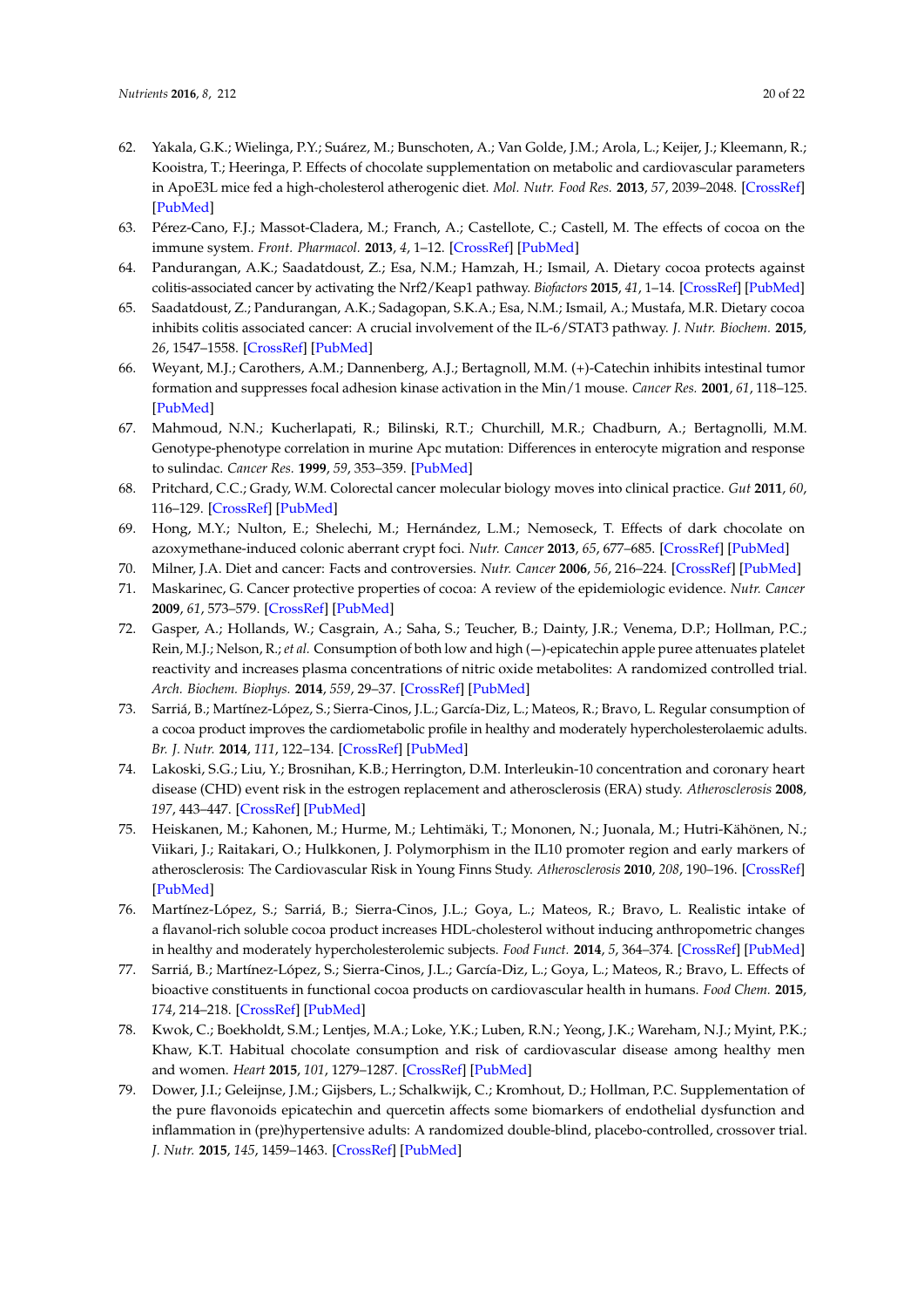62. Yakala, G.K.; Wielinga, P.Y.; Suárez, M.; Bunschoten, A.; Van Golde, J.M.; Arola, L.; Keijer, J.; Kleemann, R.; Kooistra, T.; Heeringa, P. Effects of chocolate supplementation on metabolic and cardiovascular parameters in ApoE3L mice fed a high-cholesterol atherogenic diet. *Mol. Nutr. Food Res.* **2013**, *57*, 2039–2048. [CrossRef] [PubMed]
63. Pérez-Cano, F.J.; Massot-Cladera, M.; Franch, A.; Castellote, C.; Castell, M. The effects of cocoa on the immune system. *Front. Pharmacol.* **2013**, *4*, 1–12. [CrossRef] [PubMed]
64. Pandurangan, A.K.; Saadatdoust, Z.; Esa, N.M.; Hamzah, H.; Ismail, A. Dietary cocoa protects against colitis-associated cancer by activating the Nrf2/Keap1 pathway. *Biofactors* **2015**, *41*, 1–14. [CrossRef] [PubMed]
65. Saadatdoust, Z.; Pandurangan, A.K.; Sadagopan, S.K.A.; Esa, N.M.; Ismail, A.; Mustafa, M.R. Dietary cocoa inhibits colitis associated cancer: A crucial involvement of the IL-6/STAT3 pathway. *J. Nutr. Biochem.* **2015**, *26*, 1547–1558. [CrossRef] [PubMed]
66. Weyant, M.J.; Carothers, A.M.; Dannenberg, A.J.; Bertagnoll, M.M. (+)-Catechin inhibits intestinal tumor formation and suppresses focal adhesion kinase activation in the Min/1 mouse. *Cancer Res.* **2001**, *61*, 118–125. [PubMed]
67. Mahmoud, N.N.; Kucherlapati, R.; Bilinski, R.T.; Churchill, M.R.; Chadburn, A.; Bertagnolli, M.M. Genotype-phenotype correlation in murine Apc mutation: Differences in enterocyte migration and response to sulindac. *Cancer Res.* **1999**, *59*, 353–359. [PubMed]
68. Pritchard, C.C.; Grady, W.M. Colorectal cancer molecular biology moves into clinical practice. *Gut* **2011**, *60*, 116–129. [CrossRef] [PubMed]
69. Hong, M.Y.; Nulton, E.; Shelechi, M.; Hernández, L.M.; Nemoseck, T. Effects of dark chocolate on azoxymethane-induced colonic aberrant crypt foci. *Nutr. Cancer* **2013**, *65*, 677–685. [CrossRef] [PubMed]
70. Milner, J.A. Diet and cancer: Facts and controversies. *Nutr. Cancer* **2006**, *56*, 216–224. [CrossRef] [PubMed]
71. Maskarinec, G. Cancer protective properties of cocoa: A review of the epidemiologic evidence. *Nutr. Cancer* **2009**, *61*, 573–579. [CrossRef] [PubMed]
72. Gasper, A.; Hollands, W.; Casgrain, A.; Saha, S.; Teucher, B.; Dainty, J.R.; Venema, D.P.; Hollman, P.C.; Rein, M.J.; Nelson, R.; *et al.* Consumption of both low and high (−)-epicatechin apple puree attenuates platelet reactivity and increases plasma concentrations of nitric oxide metabolites: A randomized controlled trial. *Arch. Biochem. Biophys.* **2014**, *559*, 29–37. [CrossRef] [PubMed]
73. Sarriá, B.; Martínez-López, S.; Sierra-Cinos, J.L.; García-Diz, L.; Mateos, R.; Bravo, L. Regular consumption of a cocoa product improves the cardiometabolic profile in healthy and moderately hypercholesterolaemic adults. *Br. J. Nutr.* **2014**, *111*, 122–134. [CrossRef] [PubMed]
74. Lakoski, S.G.; Liu, Y.; Brosnihan, K.B.; Herrington, D.M. Interleukin-10 concentration and coronary heart disease (CHD) event risk in the estrogen replacement and atherosclerosis (ERA) study. *Atherosclerosis* **2008**, *197*, 443–447. [CrossRef] [PubMed]
75. Heiskanen, M.; Kahonen, M.; Hurme, M.; Lehtimäki, T.; Mononen, N.; Juonala, M.; Hutri-Kähönen, N.; Viikari, J.; Raitakari, O.; Hulkkonen, J. Polymorphism in the IL10 promoter region and early markers of atherosclerosis: The Cardiovascular Risk in Young Finns Study. *Atherosclerosis* **2010**, *208*, 190–196. [CrossRef] [PubMed]
76. Martínez-López, S.; Sarriá, B.; Sierra-Cinos, J.L.; Goya, L.; Mateos, R.; Bravo, L. Realistic intake of a flavanol-rich soluble cocoa product increases HDL-cholesterol without inducing anthropometric changes in healthy and moderately hypercholesterolemic subjects. *Food Funct.* **2014**, *5*, 364–374. [CrossRef] [PubMed]
77. Sarriá, B.; Martínez-López, S.; Sierra-Cinos, J.L.; García-Diz, L.; Goya, L.; Mateos, R.; Bravo, L. Effects of bioactive constituents in functional cocoa products on cardiovascular health in humans. *Food Chem.* **2015**, *174*, 214–218. [CrossRef] [PubMed]
78. Kwok, C.; Boekholdt, S.M.; Lentjes, M.A.; Loke, Y.K.; Luben, R.N.; Yeong, J.K.; Wareham, N.J.; Myint, P.K.; Khaw, K.T. Habitual chocolate consumption and risk of cardiovascular disease among healthy men and women. *Heart* **2015**, *101*, 1279–1287. [CrossRef] [PubMed]
79. Dower, J.I.; Geleijnse, J.M.; Gijsbers, L.; Schalkwijk, C.; Kromhout, D.; Hollman, P.C. Supplementation of the pure flavonoids epicatechin and quercetin affects some biomarkers of endothelial dysfunction and inflammation in (pre)hypertensive adults: A randomized double-blind, placebo-controlled, crossover trial. *J. Nutr.* **2015**, *145*, 1459–1463. [CrossRef] [PubMed]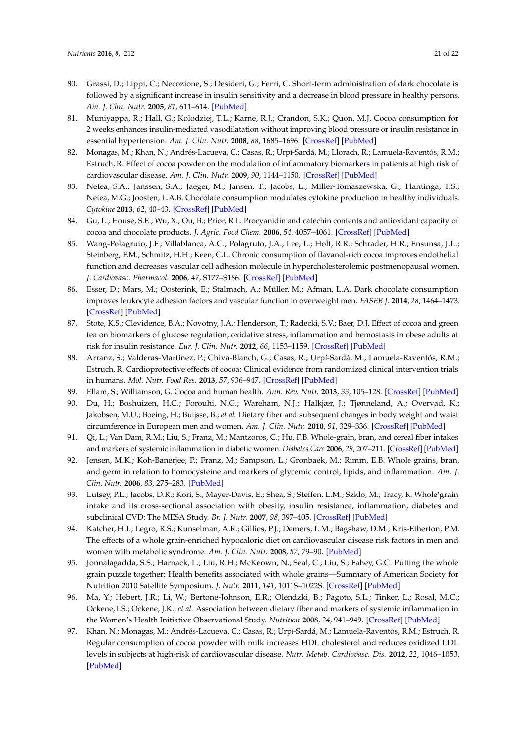80. Grassi, D.; Lippi, C.; Necozione, S.; Desideri, G.; Ferri, C. Short-term administration of dark chocolate is followed by a significant increase in insulin sensitivity and a decrease in blood pressure in healthy persons. *Am. J. Clin. Nutr.* **2005**, *81*, 611–614. [PubMed]
81. Muniyappa, R.; Hall, G.; Kolodziej, T.L.; Karne, R.J.; Crandon, S.K.; Quon, M.J. Cocoa consumption for 2 weeks enhances insulin-mediated vasodilatation without improving blood pressure or insulin resistance in essential hypertension. *Am. J. Clin. Nutr.* **2008**, *88*, 1685–1696. [CrossRef] [PubMed]
82. Monagas, M.; Khan, N.; Andrés-Lacueva, C.; Casas, R.; Urpí-Sardá, M.; Llorach, R.; Lamuela-Raventós, R.M.; Estruch, R. Effect of cocoa powder on the modulation of inflammatory biomarkers in patients at high risk of cardiovascular disease. *Am. J. Clin. Nutr.* **2009**, *90*, 1144–1150. [CrossRef] [PubMed]
83. Netea, S.A.; Janssen, S.A.; Jaeger, M.; Jansen, T.; Jacobs, L.; Miller-Tomaszewska, G.; Plantinga, T.S.; Netea, M.G.; Joosten, L.A.B. Chocolate consumption modulates cytokine production in healthy individuals. *Cytokine* **2013**, *62*, 40–43. [CrossRef] [PubMed]
84. Gu, L.; House, S.E.; Wu, X.; Ou, B.; Prior, R.L. Procyanidin and catechin contents and antioxidant capacity of cocoa and chocolate products. *J. Agric. Food Chem.* **2006**, *54*, 4057–4061. [CrossRef] [PubMed]
85. Wang-Polagruto, J.F.; Villablanca, A.C.; Polagruto, J.A.; Lee, L.; Holt, R.R.; Schrader, H.R.; Ensunsa, J.L.; Steinberg, F.M.; Schmitz, H.H.; Keen, C.L. Chronic consumption of flavanol-rich cocoa improves endothelial function and decreases vascular cell adhesion molecule in hypercholesterolemic postmenopausal women. *J. Cardiovasc. Pharmacol.* **2006**, *47*, S177–S186. [CrossRef] [PubMed]
86. Esser, D.; Mars, M.; Oosterink, E.; Stalmach, A.; Müller, M.; Afman, L.A. Dark chocolate consumption improves leukocyte adhesion factors and vascular function in overweight men. *FASEB J.* **2014**, *28*, 1464–1473. [CrossRef] [PubMed]
87. Stote, K.S.; Clevidence, B.A.; Novotny, J.A.; Henderson, T.; Radecki, S.V.; Baer, D.J. Effect of cocoa and green tea on biomarkers of glucose regulation, oxidative stress, inflammation and hemostasis in obese adults at risk for insulin resistance. *Eur. J. Clin. Nutr.* **2012**, *66*, 1153–1159. [CrossRef] [PubMed]
88. Arranz, S.; Valderas-Martínez, P.; Chiva-Blanch, G.; Casas, R.; Urpí-Sardá, M.; Lamuela-Raventós, R.M.; Estruch, R. Cardioprotective effects of cocoa: Clinical evidence from randomized clinical intervention trials in humans. *Mol. Nutr. Food Res.* **2013**, *57*, 936–947. [CrossRef] [PubMed]
89. Ellam, S.; Williamson, G. Cocoa and human health. *Ann. Rev. Nutr.* **2013**, *33*, 105–128. [CrossRef] [PubMed]
90. Du, H.; Boshuizen, H.C.; Forouhi, N.G.; Wareham, N.J.; Halkjær, J.; Tjønneland, A.; Overvad, K.; Jakobsen, M.U.; Boeing, H.; Buijsse, B.; *et al.* Dietary fiber and subsequent changes in body weight and waist circumference in European men and women. *Am. J. Clin. Nutr.* **2010**, *91*, 329–336. [CrossRef] [PubMed]
91. Qi, L.; Van Dam, R.M.; Liu, S.; Franz, M.; Mantzoros, C.; Hu, F.B. Whole-grain, bran, and cereal fiber intakes and markers of systemic inflammation in diabetic women. *Diabetes Care* **2006**, *29*, 207–211. [CrossRef] [PubMed]
92. Jensen, M.K.; Koh-Banerjee, P.; Franz, M.; Sampson, L.; Gronbaek, M.; Rimm, E.B. Whole grains, bran, and germ in relation to homocysteine and markers of glycemic control, lipids, and inflammation. *Am. J. Clin. Nutr.* **2006**, *83*, 275–283. [PubMed]
93. Lutsey, P.L.; Jacobs, D.R.; Kori, S.; Mayer-Davis, E.; Shea, S.; Steffen, L.M.; Szklo, M.; Tracy, R. Whole'grain intake and its cross-sectional association with obesity, insulin resistance, inflammation, diabetes and subclinical CVD: The MESA Study. *Br. J. Nutr.* **2007**, *98*, 397–405. [CrossRef] [PubMed]
94. Katcher, H.I.; Legro, R.S.; Kunselman, A.R.; Gillies, P.J.; Demers, L.M.; Bagshaw, D.M.; Kris-Etherton, P.M. The effects of a whole grain-enriched hypocaloric diet on cardiovascular disease risk factors in men and women with metabolic syndrome. *Am. J. Clin. Nutr.* **2008**, *87*, 79–90. [PubMed]
95. Jonnalagadda, S.S.; Harnack, L.; Liu, R.H.; McKeown, N.; Seal, C.; Liu, S.; Fahey, G.C. Putting the whole grain puzzle together: Health benefits associated with whole grains—Summary of American Society for Nutrition 2010 Satellite Symposium. *J. Nutr.* **2011**, *141*, 1011S–1022S. [CrossRef] [PubMed]
96. Ma, Y.; Hebert, J.R.; Li, W.; Bertone-Johnson, E.R.; Olendzki, B.; Pagoto, S.L.; Tinker, L.; Rosal, M.C.; Ockene, I.S.; Ockene, J.K.; *et al.* Association between dietary fiber and markers of systemic inflammation in the Women's Health Initiative Observational Study. *Nutrition* **2008**, *24*, 941–949. [CrossRef] [PubMed]
97. Khan, N.; Monagas, M.; Andrés-Lacueva, C.; Casas, R.; Urpí-Sardá, M.; Lamuela-Raventós, R.M.; Estruch, R. Regular consumption of cocoa powder with milk increases HDL cholesterol and reduces oxidized LDL levels in subjects at high-risk of cardiovascular disease. *Nutr. Metab. Cardiovasc. Dis.* **2012**, *22*, 1046–1053. [PubMed]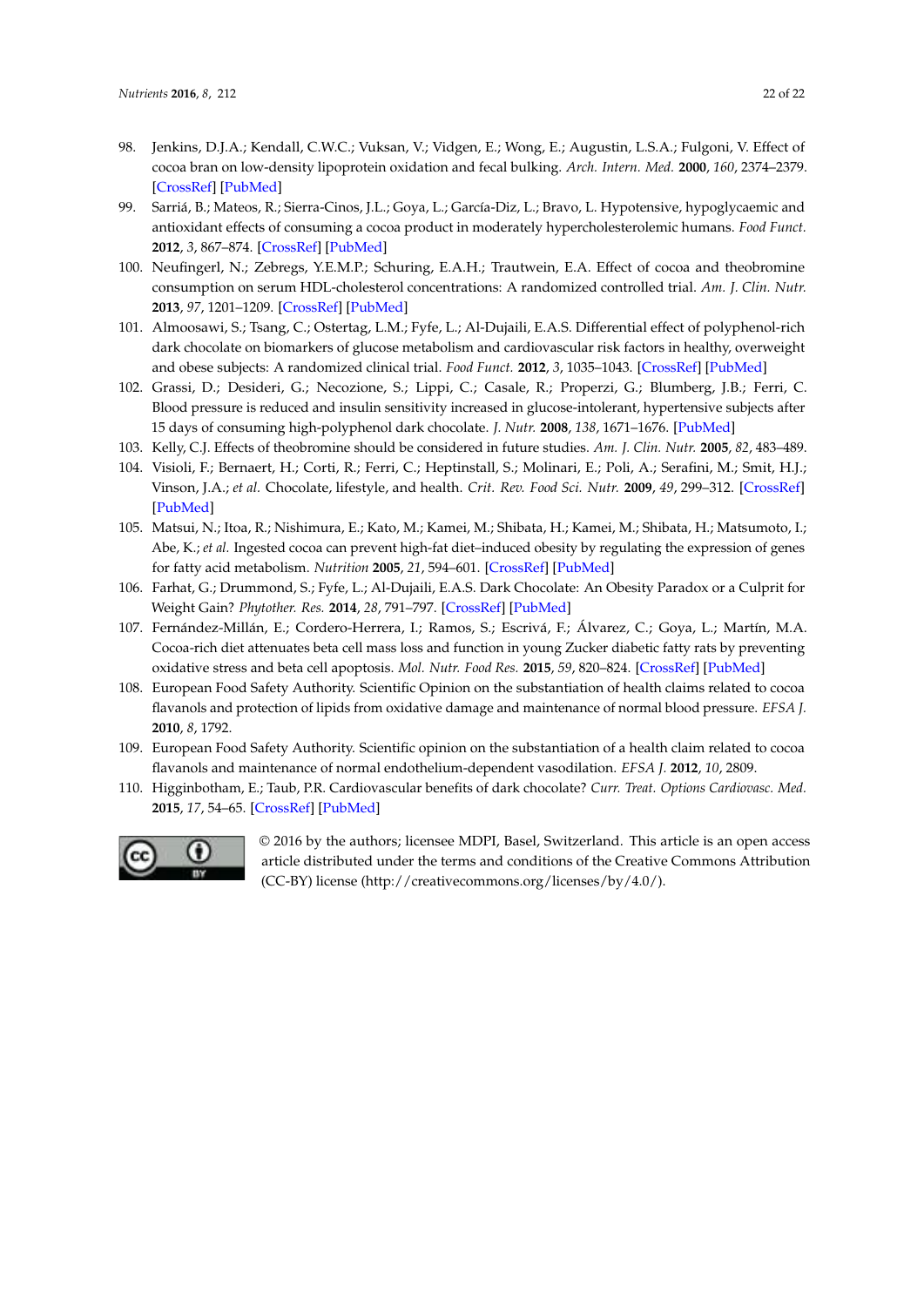98. Jenkins, D.J.A.; Kendall, C.W.C.; Vuksan, V.; Vidgen, E.; Wong, E.; Augustin, L.S.A.; Fulgoni, V. Effect of cocoa bran on low-density lipoprotein oxidation and fecal bulking. *Arch. Intern. Med.* **2000**, *160*, 2374–2379. [CrossRef] [PubMed]
99. Sarriá, B.; Mateos, R.; Sierra-Cinos, J.L.; Goya, L.; García-Diz, L.; Bravo, L. Hypotensive, hypoglycaemic and antioxidant effects of consuming a cocoa product in moderately hypercholesterolemic humans. *Food Funct.* **2012**, *3*, 867–874. [CrossRef] [PubMed]
100. Neufingerl, N.; Zebregs, Y.E.M.P.; Schuring, E.A.H.; Trautwein, E.A. Effect of cocoa and theobromine consumption on serum HDL-cholesterol concentrations: A randomized controlled trial. *Am. J. Clin. Nutr.* **2013**, *97*, 1201–1209. [CrossRef] [PubMed]
101. Almoosawi, S.; Tsang, C.; Ostertag, L.M.; Fyfe, L.; Al-Dujaili, E.A.S. Differential effect of polyphenol-rich dark chocolate on biomarkers of glucose metabolism and cardiovascular risk factors in healthy, overweight and obese subjects: A randomized clinical trial. *Food Funct.* **2012**, *3*, 1035–1043. [CrossRef] [PubMed]
102. Grassi, D.; Desideri, G.; Necozione, S.; Lippi, C.; Casale, R.; Properzi, G.; Blumberg, J.B.; Ferri, C. Blood pressure is reduced and insulin sensitivity increased in glucose-intolerant, hypertensive subjects after 15 days of consuming high-polyphenol dark chocolate. *J. Nutr.* **2008**, *138*, 1671–1676. [PubMed]
103. Kelly, C.J. Effects of theobromine should be considered in future studies. *Am. J. Clin. Nutr.* **2005**, *82*, 483–489.
104. Visioli, F.; Bernaert, H.; Corti, R.; Ferri, C.; Heptinstall, S.; Molinari, E.; Poli, A.; Serafini, M.; Smit, H.J.; Vinson, J.A.; *et al.* Chocolate, lifestyle, and health. *Crit. Rev. Food Sci. Nutr.* **2009**, *49*, 299–312. [CrossRef] [PubMed]
105. Matsui, N.; Itoa, R.; Nishimura, E.; Kato, M.; Kamei, M.; Shibata, H.; Kamei, M.; Shibata, H.; Matsumoto, I.; Abe, K.; *et al.* Ingested cocoa can prevent high-fat diet–induced obesity by regulating the expression of genes for fatty acid metabolism. *Nutrition* **2005**, *21*, 594–601. [CrossRef] [PubMed]
106. Farhat, G.; Drummond, S.; Fyfe, L.; Al-Dujaili, E.A.S. Dark Chocolate: An Obesity Paradox or a Culprit for Weight Gain? *Phytother. Res.* **2014**, *28*, 791–797. [CrossRef] [PubMed]
107. Fernández-Millán, E.; Cordero-Herrera, I.; Ramos, S.; Escrivá, F.; Álvarez, C.; Goya, L.; Martín, M.A. Cocoa-rich diet attenuates beta cell mass loss and function in young Zucker diabetic fatty rats by preventing oxidative stress and beta cell apoptosis. *Mol. Nutr. Food Res.* **2015**, *59*, 820–824. [CrossRef] [PubMed]
108. European Food Safety Authority. Scientific Opinion on the substantiation of health claims related to cocoa flavanols and protection of lipids from oxidative damage and maintenance of normal blood pressure. *EFSA J.* **2010**, *8*, 1792.
109. European Food Safety Authority. Scientific opinion on the substantiation of a health claim related to cocoa flavanols and maintenance of normal endothelium-dependent vasodilation. *EFSA J.* **2012**, *10*, 2809.
110. Higginbotham, E.; Taub, P.R. Cardiovascular benefits of dark chocolate? *Curr. Treat. Options Cardiovasc. Med.* **2015**, *17*, 54–65. [CrossRef] [PubMed]

© 2016 by the authors; licensee MDPI, Basel, Switzerland. This article is an open access article distributed under the terms and conditions of the Creative Commons Attribution (CC-BY) license (http://creativecommons.org/licenses/by/4.0/).